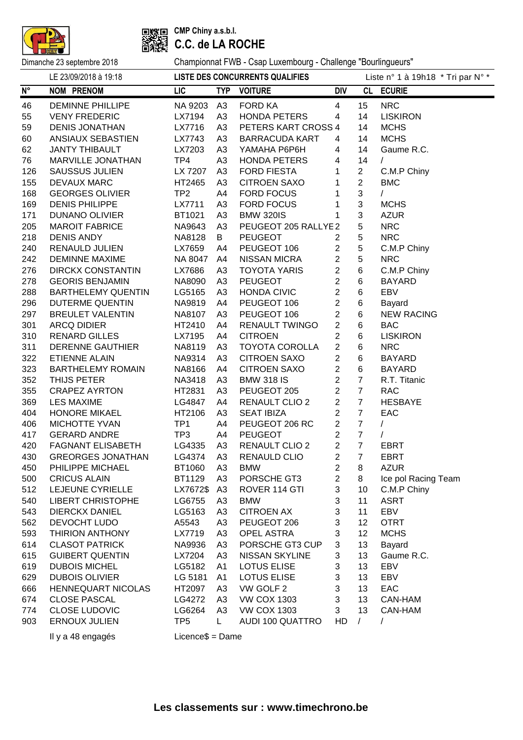**CMP Chiny a.s.b.l.**

# C.C. de LA ROCHE

Dimanche 23 septembre 2018 — Championnat FWB - Csap Luxembourg - Challenge "Bourlingueurs"

LE 23/09/2018 à 19:18 — **LISTE DES CONCURRENTS QUALIFIES** — Liste n° 1 à 19h18 * Tri par N° *

| N° | NOM PRENOM | LIC | TYP | VOITURE | DIV | CL | ECURIE |
|---|---|---|---|---|---|---|---|
| 46 | DEMINNE PHILLIPE | NA 9203 | A3 | FORD KA | 4 | 15 | NRC |
| 55 | VENY FREDERIC | LX7194 | A3 | HONDA PETERS | 4 | 14 | LISKIRON |
| 59 | DENIS JONATHAN | LX7716 | A3 | PETERS KART CROSS | 4 | 14 | MCHS |
| 60 | ANSIAUX SEBASTIEN | LX7743 | A3 | BARRACUDA KART | 4 | 14 | MCHS |
| 62 | JANTY THIBAULT | LX7203 | A3 | YAMAHA P6P6H | 4 | 14 | Gaume R.C. |
| 76 | MARVILLE JONATHAN | TP4 | A3 | HONDA PETERS | 4 | 14 | / |
| 126 | SAUSSUS JULIEN | LX 7207 | A3 | FORD FIESTA | 1 | 2 | C.M.P Chiny |
| 155 | DEVAUX MARC | HT2465 | A3 | CITROEN SAXO | 1 | 2 | BMC |
| 168 | GEORGES OLIVIER | TP2 | A4 | FORD FOCUS | 1 | 3 | / |
| 169 | DENIS PHILIPPE | LX7711 | A3 | FORD FOCUS | 1 | 3 | MCHS |
| 171 | DUNANO OLIVIER | BT1021 | A3 | BMW 320IS | 1 | 3 | AZUR |
| 205 | MAROIT FABRICE | NA9643 | A3 | PEUGEOT 205 RALLYE | 2 | 5 | NRC |
| 218 | DENIS ANDY | NA8128 | B | PEUGEOT | 2 | 5 | NRC |
| 240 | RENAULD JULIEN | LX7659 | A4 | PEUGEOT 106 | 2 | 5 | C.M.P Chiny |
| 242 | DEMINNE MAXIME | NA 8047 | A4 | NISSAN MICRA | 2 | 5 | NRC |
| 276 | DIRCKX CONSTANTIN | LX7686 | A3 | TOYOTA YARIS | 2 | 6 | C.M.P Chiny |
| 278 | GEORIS BENJAMIN | NA8090 | A3 | PEUGEOT | 2 | 6 | BAYARD |
| 288 | BARTHELEMY QUENTIN | LG5165 | A3 | HONDA CIVIC | 2 | 6 | EBV |
| 296 | DUTERME QUENTIN | NA9819 | A4 | PEUGEOT 106 | 2 | 6 | Bayard |
| 297 | BREULET VALENTIN | NA8107 | A3 | PEUGEOT 106 | 2 | 6 | NEW RACING |
| 301 | ARCQ DIDIER | HT2410 | A4 | RENAULT TWINGO | 2 | 6 | BAC |
| 310 | RENARD GILLES | LX7195 | A4 | CITROEN | 2 | 6 | LISKIRON |
| 311 | DERENNE GAUTHIER | NA8119 | A3 | TOYOTA COROLLA | 2 | 6 | NRC |
| 322 | ETIENNE ALAIN | NA9314 | A3 | CITROEN SAXO | 2 | 6 | BAYARD |
| 323 | BARTHELEMY ROMAIN | NA8166 | A4 | CITROEN SAXO | 2 | 6 | BAYARD |
| 352 | THIJS PETER | NA3418 | A3 | BMW 318 IS | 2 | 7 | R.T. Titanic |
| 355 | CRAPEZ AYRTON | HT2831 | A3 | PEUGEOT 205 | 2 | 7 | RAC |
| 369 | LES MAXIME | LG4847 | A4 | RENAULT CLIO 2 | 2 | 7 | HESBAYE |
| 404 | HONORE MIKAEL | HT2106 | A3 | SEAT IBIZA | 2 | 7 | EAC |
| 406 | MICHOTTE YVAN | TP1 | A4 | PEUGEOT 206 RC | 2 | 7 | / |
| 417 | GERARD ANDRE | TP3 | A4 | PEUGEOT | 2 | 7 | / |
| 420 | FAGNANT ELISABETH | LG4335 | A3 | RENAULT CLIO 2 | 2 | 7 | EBRT |
| 430 | GREORGES JONATHAN | LG4374 | A3 | RENAULD CLIO | 2 | 7 | EBRT |
| 450 | PHILIPPE MICHAEL | BT1060 | A3 | BMW | 2 | 8 | AZUR |
| 500 | CRICUS ALAIN | BT1129 | A3 | PORSCHE GT3 | 2 | 8 | Ice pol Racing Team |
| 512 | LEJEUNE CYRIELLE | LX7672$ | A3 | ROVER 114 GTI | 3 | 10 | C.M.P Chiny |
| 540 | LIBERT CHRISTOPHE | LG6755 | A3 | BMW | 3 | 11 | ASRT |
| 543 | DIERCKX DANIEL | LG5163 | A3 | CITROEN AX | 3 | 11 | EBV |
| 562 | DEVOCHT LUDO | A5543 | A3 | PEUGEOT 206 | 3 | 12 | OTRT |
| 593 | THIRION ANTHONY | LX7719 | A3 | OPEL ASTRA | 3 | 12 | MCHS |
| 614 | CLASOT PATRICK | NA9936 | A3 | PORSCHE GT3 CUP | 3 | 13 | Bayard |
| 615 | GUIBERT QUENTIN | LX7204 | A3 | NISSAN SKYLINE | 3 | 13 | Gaume R.C. |
| 619 | DUBOIS MICHEL | LG5182 | A1 | LOTUS ELISE | 3 | 13 | EBV |
| 629 | DUBOIS OLIVIER | LG 5181 | A1 | LOTUS ELISE | 3 | 13 | EBV |
| 666 | HENNEQUART NICOLAS | HT2097 | A3 | VW GOLF 2 | 3 | 13 | EAC |
| 674 | CLOSE PASCAL | LG4272 | A3 | VW COX 1303 | 3 | 13 | CAN-HAM |
| 774 | CLOSE LUDOVIC | LG6264 | A3 | VW COX 1303 | 3 | 13 | CAN-HAM |
| 903 | ERNOUX JULIEN | TP5 | L | AUDI 100 QUATTRO | HD | / | / |

Il y a 48 engagés — Licence$ = Dame

**Les classements sur : www.timechrono.be**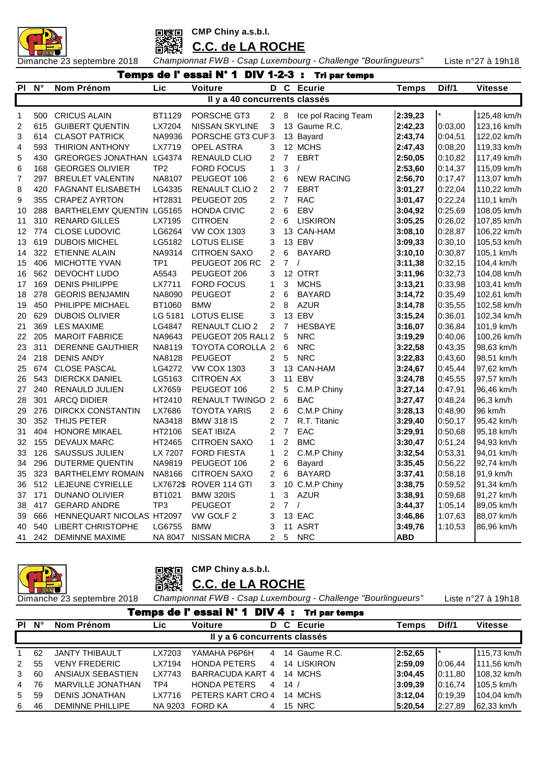CMP Chiny a.s.b.l.

## C.C. de LA ROCHE

Dimanche 23 septembre 2018 — *Championnat FWB - Csap Luxembourg - Challenge "Bourlingueurs"* — Liste n°27 à 19h18

### Temps de l' essai N° 1 DIV 1-2-3 : Tri par temps

| Pl | N° | Nom Prénom | Lic | Voiture | D | C | Ecurie | Temps | Dif/1 | Vitesse |
|---|---|---|---|---|---|---|---|---|---|---|
| Il y a 40 concurrents classés | | | | | | | | | | |
| 1 | 500 | CRICUS ALAIN | BT1129 | PORSCHE GT3 | 2 | 8 | Ice pol Racing Team | **2:39,23** | * | 125,48 km/h |
| 2 | 615 | GUIBERT QUENTIN | LX7204 | NISSAN SKYLINE | 3 | 13 | Gaume R.C. | **2:42,23** | 0:03,00 | 123,16 km/h |
| 3 | 614 | CLASOT PATRICK | NA9936 | PORSCHE GT3 CUP | 3 | 13 | Bayard | **2:43,74** | 0:04,51 | 122,02 km/h |
| 4 | 593 | THIRION ANTHONY | LX7719 | OPEL ASTRA | 3 | 12 | MCHS | **2:47,43** | 0:08,20 | 119,33 km/h |
| 5 | 430 | GREORGES JONATHAN | LG4374 | RENAULD CLIO | 2 | 7 | EBRT | **2:50,05** | 0:10,82 | 117,49 km/h |
| 6 | 168 | GEORGES OLIVIER | TP2 | FORD FOCUS | 1 | 3 | / | **2:53,60** | 0:14,37 | 115,09 km/h |
| 7 | 297 | BREULET VALENTIN | NA8107 | PEUGEOT 106 | 2 | 6 | NEW RACING | **2:56,70** | 0:17,47 | 113,07 km/h |
| 8 | 420 | FAGNANT ELISABETH | LG4335 | RENAULT CLIO 2 | 2 | 7 | EBRT | **3:01,27** | 0:22,04 | 110,22 km/h |
| 9 | 355 | CRAPEZ AYRTON | HT2831 | PEUGEOT 205 | 2 | 7 | RAC | **3:01,47** | 0:22,24 | 110,1 km/h |
| 10 | 288 | BARTHELEMY QUENTIN | LG5165 | HONDA CIVIC | 2 | 6 | EBV | **3:04,92** | 0:25,69 | 108,05 km/h |
| 11 | 310 | RENARD GILLES | LX7195 | CITROEN | 2 | 6 | LISKIRON | **3:05,25** | 0:26,02 | 107,85 km/h |
| 12 | 774 | CLOSE LUDOVIC | LG6264 | VW COX 1303 | 3 | 13 | CAN-HAM | **3:08,10** | 0:28,87 | 106,22 km/h |
| 13 | 619 | DUBOIS MICHEL | LG5182 | LOTUS ELISE | 3 | 13 | EBV | **3:09,33** | 0:30,10 | 105,53 km/h |
| 14 | 322 | ETIENNE ALAIN | NA9314 | CITROEN SAXO | 2 | 6 | BAYARD | **3:10,10** | 0:30,87 | 105,1 km/h |
| 15 | 406 | MICHOTTE YVAN | TP1 | PEUGEOT 206 RC | 2 | 7 | / | **3:11,38** | 0:32,15 | 104,4 km/h |
| 16 | 562 | DEVOCHT LUDO | A5543 | PEUGEOT 206 | 3 | 12 | OTRT | **3:11,96** | 0:32,73 | 104,08 km/h |
| 17 | 169 | DENIS PHILIPPE | LX7711 | FORD FOCUS | 1 | 3 | MCHS | **3:13,21** | 0:33,98 | 103,41 km/h |
| 18 | 278 | GEORIS BENJAMIN | NA8090 | PEUGEOT | 2 | 6 | BAYARD | **3:14,72** | 0:35,49 | 102,61 km/h |
| 19 | 450 | PHILIPPE MICHAEL | BT1060 | BMW | 2 | 8 | AZUR | **3:14,78** | 0:35,55 | 102,58 km/h |
| 20 | 629 | DUBOIS OLIVIER | LG 5181 | LOTUS ELISE | 3 | 13 | EBV | **3:15,24** | 0:36,01 | 102,34 km/h |
| 21 | 369 | LES MAXIME | LG4847 | RENAULT CLIO 2 | 2 | 7 | HESBAYE | **3:16,07** | 0:36,84 | 101,9 km/h |
| 22 | 205 | MAROIT FABRICE | NA9643 | PEUGEOT 205 RALL | 2 | 5 | NRC | **3:19,29** | 0:40,06 | 100,26 km/h |
| 23 | 311 | DERENNE GAUTHIER | NA8119 | TOYOTA COROLLA | 2 | 6 | NRC | **3:22,58** | 0:43,35 | 98,63 km/h |
| 24 | 218 | DENIS ANDY | NA8128 | PEUGEOT | 2 | 5 | NRC | **3:22,83** | 0:43,60 | 98,51 km/h |
| 25 | 674 | CLOSE PASCAL | LG4272 | VW COX 1303 | 3 | 13 | CAN-HAM | **3:24,67** | 0:45,44 | 97,62 km/h |
| 26 | 543 | DIERCKX DANIEL | LG5163 | CITROEN AX | 3 | 11 | EBV | **3:24,78** | 0:45,55 | 97,57 km/h |
| 27 | 240 | RENAULD JULIEN | LX7659 | PEUGEOT 106 | 2 | 5 | C.M.P Chiny | **3:27,14** | 0:47,91 | 96,46 km/h |
| 28 | 301 | ARCQ DIDIER | HT2410 | RENAULT TWINGO | 2 | 6 | BAC | **3:27,47** | 0:48,24 | 96,3 km/h |
| 29 | 276 | DIRCKX CONSTANTIN | LX7686 | TOYOTA YARIS | 2 | 6 | C.M.P Chiny | **3:28,13** | 0:48,90 | 96 km/h |
| 30 | 352 | THIJS PETER | NA3418 | BMW 318 IS | 2 | 7 | R.T. Titanic | **3:29,40** | 0:50,17 | 95,42 km/h |
| 31 | 404 | HONORE MIKAEL | HT2106 | SEAT IBIZA | 2 | 7 | EAC | **3:29,91** | 0:50,68 | 95,18 km/h |
| 32 | 155 | DEVAUX MARC | HT2465 | CITROEN SAXO | 1 | 2 | BMC | **3:30,47** | 0:51,24 | 94,93 km/h |
| 33 | 126 | SAUSSUS JULIEN | LX 7207 | FORD FIESTA | 1 | 2 | C.M.P Chiny | **3:32,54** | 0:53,31 | 94,01 km/h |
| 34 | 296 | DUTERME QUENTIN | NA9819 | PEUGEOT 106 | 2 | 6 | Bayard | **3:35,45** | 0:56,22 | 92,74 km/h |
| 35 | 323 | BARTHELEMY ROMAIN | NA8166 | CITROEN SAXO | 2 | 6 | BAYARD | **3:37,41** | 0:58,18 | 91,9 km/h |
| 36 | 512 | LEJEUNE CYRIELLE | LX7672$ | ROVER 114 GTI | 3 | 10 | C.M.P Chiny | **3:38,75** | 0:59,52 | 91,34 km/h |
| 37 | 171 | DUNANO OLIVIER | BT1021 | BMW 320IS | 1 | 3 | AZUR | **3:38,91** | 0:59,68 | 91,27 km/h |
| 38 | 417 | GERARD ANDRE | TP3 | PEUGEOT | 2 | 7 | / | **3:44,37** | 1:05,14 | 89,05 km/h |
| 39 | 666 | HENNEQUART NICOLAS | HT2097 | VW GOLF 2 | 3 | 13 | EAC | **3:46,86** | 1:07,63 | 88,07 km/h |
| 40 | 540 | LIBERT CHRISTOPHE | LG6755 | BMW | 3 | 11 | ASRT | **3:49,76** | 1:10,53 | 86,96 km/h |
| 41 | 242 | DEMINNE MAXIME | NA 8047 | NISSAN MICRA | 2 | 5 | NRC | **ABD** | | |

CMP Chiny a.s.b.l.

## C.C. de LA ROCHE

Dimanche 23 septembre 2018 — *Championnat FWB - Csap Luxembourg - Challenge "Bourlingueurs"* — Liste n°27 à 19h18

### Temps de l' essai N° 1 DIV 4 : Tri par temps

| Pl | N° | Nom Prénom | Lic | Voiture | D | C | Ecurie | Temps | Dif/1 | Vitesse |
|---|---|---|---|---|---|---|---|---|---|---|
| Il y a 6 concurrents classés | | | | | | | | | | |
| 1 | 62 | JANTY THIBAULT | LX7203 | YAMAHA P6P6H | 4 | 14 | Gaume R.C. | **2:52,65** | * | 115,73 km/h |
| 2 | 55 | VENY FREDERIC | LX7194 | HONDA PETERS | 4 | 14 | LISKIRON | **2:59,09** | 0:06,44 | 111,56 km/h |
| 3 | 60 | ANSIAUX SEBASTIEN | LX7743 | BARRACUDA KART | 4 | 14 | MCHS | **3:04,45** | 0:11,80 | 108,32 km/h |
| 4 | 76 | MARVILLE JONATHAN | TP4 | HONDA PETERS | 4 | 14 | / | **3:09,39** | 0:16,74 | 105,5 km/h |
| 5 | 59 | DENIS JONATHAN | LX7716 | PETERS KART CRO | 4 | 14 | MCHS | **3:12,04** | 0:19,39 | 104,04 km/h |
| 6 | 46 | DEMINNE PHILLIPE | NA 9203 | FORD KA | 4 | 15 | NRC | **5:20,54** | 2:27,89 | 62,33 km/h |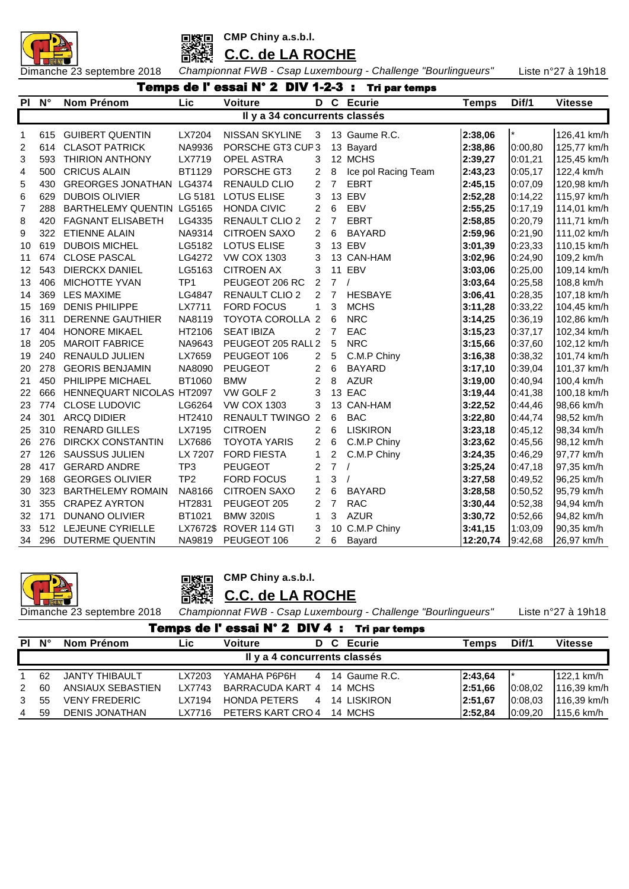CMP Chiny a.s.b.l.

## C.C. de LA ROCHE

Dimanche 23 septembre 2018 — *Championnat FWB - Csap Luxembourg - Challenge "Bourlingueurs"* — Liste n°27 à 19h18

### Temps de l' essai N° 2 DIV 1-2-3 : Tri par temps

Il y a 34 concurrents classés

| Pl | N° | Nom Prénom | Lic | Voiture | D | C | Ecurie | Temps | Dif/1 | Vitesse |
|---|---|---|---|---|---|---|---|---|---|---|
| 1 | 615 | GUIBERT QUENTIN | LX7204 | NISSAN SKYLINE | 3 | 13 | Gaume R.C. | **2:38,06** | * | 126,41 km/h |
| 2 | 614 | CLASOT PATRICK | NA9936 | PORSCHE GT3 CUP | 3 | 13 | Bayard | **2:38,86** | 0:00,80 | 125,77 km/h |
| 3 | 593 | THIRION ANTHONY | LX7719 | OPEL ASTRA | 3 | 12 | MCHS | **2:39,27** | 0:01,21 | 125,45 km/h |
| 4 | 500 | CRICUS ALAIN | BT1129 | PORSCHE GT3 | 2 | 8 | Ice pol Racing Team | **2:43,23** | 0:05,17 | 122,4 km/h |
| 5 | 430 | GREORGES JONATHAN | LG4374 | RENAULD CLIO | 2 | 7 | EBRT | **2:45,15** | 0:07,09 | 120,98 km/h |
| 6 | 629 | DUBOIS OLIVIER | LG 5181 | LOTUS ELISE | 3 | 13 | EBV | **2:52,28** | 0:14,22 | 115,97 km/h |
| 7 | 288 | BARTHELEMY QUENTIN | LG5165 | HONDA CIVIC | 2 | 6 | EBV | **2:55,25** | 0:17,19 | 114,01 km/h |
| 8 | 420 | FAGNANT ELISABETH | LG4335 | RENAULT CLIO 2 | 2 | 7 | EBRT | **2:58,85** | 0:20,79 | 111,71 km/h |
| 9 | 322 | ETIENNE ALAIN | NA9314 | CITROEN SAXO | 2 | 6 | BAYARD | **2:59,96** | 0:21,90 | 111,02 km/h |
| 10 | 619 | DUBOIS MICHEL | LG5182 | LOTUS ELISE | 3 | 13 | EBV | **3:01,39** | 0:23,33 | 110,15 km/h |
| 11 | 674 | CLOSE PASCAL | LG4272 | VW COX 1303 | 3 | 13 | CAN-HAM | **3:02,96** | 0:24,90 | 109,2 km/h |
| 12 | 543 | DIERCKX DANIEL | LG5163 | CITROEN AX | 3 | 11 | EBV | **3:03,06** | 0:25,00 | 109,14 km/h |
| 13 | 406 | MICHOTTE YVAN | TP1 | PEUGEOT 206 RC | 2 | 7 | / | **3:03,64** | 0:25,58 | 108,8 km/h |
| 14 | 369 | LES MAXIME | LG4847 | RENAULT CLIO 2 | 2 | 7 | HESBAYE | **3:06,41** | 0:28,35 | 107,18 km/h |
| 15 | 169 | DENIS PHILIPPE | LX7711 | FORD FOCUS | 1 | 3 | MCHS | **3:11,28** | 0:33,22 | 104,45 km/h |
| 16 | 311 | DERENNE GAUTHIER | NA8119 | TOYOTA COROLLA | 2 | 6 | NRC | **3:14,25** | 0:36,19 | 102,86 km/h |
| 17 | 404 | HONORE MIKAEL | HT2106 | SEAT IBIZA | 2 | 7 | EAC | **3:15,23** | 0:37,17 | 102,34 km/h |
| 18 | 205 | MAROIT FABRICE | NA9643 | PEUGEOT 205 RALL | 2 | 5 | NRC | **3:15,66** | 0:37,60 | 102,12 km/h |
| 19 | 240 | RENAULD JULIEN | LX7659 | PEUGEOT 106 | 2 | 5 | C.M.P Chiny | **3:16,38** | 0:38,32 | 101,74 km/h |
| 20 | 278 | GEORIS BENJAMIN | NA8090 | PEUGEOT | 2 | 6 | BAYARD | **3:17,10** | 0:39,04 | 101,37 km/h |
| 21 | 450 | PHILIPPE MICHAEL | BT1060 | BMW | 2 | 8 | AZUR | **3:19,00** | 0:40,94 | 100,4 km/h |
| 22 | 666 | HENNEQUART NICOLAS | HT2097 | VW GOLF 2 | 3 | 13 | EAC | **3:19,44** | 0:41,38 | 100,18 km/h |
| 23 | 774 | CLOSE LUDOVIC | LG6264 | VW COX 1303 | 3 | 13 | CAN-HAM | **3:22,52** | 0:44,46 | 98,66 km/h |
| 24 | 301 | ARCQ DIDIER | HT2410 | RENAULT TWINGO | 2 | 6 | BAC | **3:22,80** | 0:44,74 | 98,52 km/h |
| 25 | 310 | RENARD GILLES | LX7195 | CITROEN | 2 | 6 | LISKIRON | **3:23,18** | 0:45,12 | 98,34 km/h |
| 26 | 276 | DIRCKX CONSTANTIN | LX7686 | TOYOTA YARIS | 2 | 6 | C.M.P Chiny | **3:23,62** | 0:45,56 | 98,12 km/h |
| 27 | 126 | SAUSSUS JULIEN | LX 7207 | FORD FIESTA | 1 | 2 | C.M.P Chiny | **3:24,35** | 0:46,29 | 97,77 km/h |
| 28 | 417 | GERARD ANDRE | TP3 | PEUGEOT | 2 | 7 | / | **3:25,24** | 0:47,18 | 97,35 km/h |
| 29 | 168 | GEORGES OLIVIER | TP2 | FORD FOCUS | 1 | 3 | / | **3:27,58** | 0:49,52 | 96,25 km/h |
| 30 | 323 | BARTHELEMY ROMAIN | NA8166 | CITROEN SAXO | 2 | 6 | BAYARD | **3:28,58** | 0:50,52 | 95,79 km/h |
| 31 | 355 | CRAPEZ AYRTON | HT2831 | PEUGEOT 205 | 2 | 7 | RAC | **3:30,44** | 0:52,38 | 94,94 km/h |
| 32 | 171 | DUNANO OLIVIER | BT1021 | BMW 320IS | 1 | 3 | AZUR | **3:30,72** | 0:52,66 | 94,82 km/h |
| 33 | 512 | LEJEUNE CYRIELLE | LX7672$ | ROVER 114 GTI | 3 | 10 | C.M.P Chiny | **3:41,15** | 1:03,09 | 90,35 km/h |
| 34 | 296 | DUTERME QUENTIN | NA9819 | PEUGEOT 106 | 2 | 6 | Bayard | **12:20,74** | 9:42,68 | 26,97 km/h |

CMP Chiny a.s.b.l.

## C.C. de LA ROCHE

Dimanche 23 septembre 2018 — *Championnat FWB - Csap Luxembourg - Challenge "Bourlingueurs"* — Liste n°27 à 19h18

### Temps de l' essai N° 2 DIV 4 : Tri par temps

Il y a 4 concurrents classés

| Pl | N° | Nom Prénom | Lic | Voiture | D | C | Ecurie | Temps | Dif/1 | Vitesse |
|---|---|---|---|---|---|---|---|---|---|---|
| 1 | 62 | JANTY THIBAULT | LX7203 | YAMAHA P6P6H | 4 | 14 | Gaume R.C. | **2:43,64** | * | 122,1 km/h |
| 2 | 60 | ANSIAUX SEBASTIEN | LX7743 | BARRACUDA KART | 4 | 14 | MCHS | **2:51,66** | 0:08,02 | 116,39 km/h |
| 3 | 55 | VENY FREDERIC | LX7194 | HONDA PETERS | 4 | 14 | LISKIRON | **2:51,67** | 0:08,03 | 116,39 km/h |
| 4 | 59 | DENIS JONATHAN | LX7716 | PETERS KART CRO | 4 | 14 | MCHS | **2:52,84** | 0:09,20 | 115,6 km/h |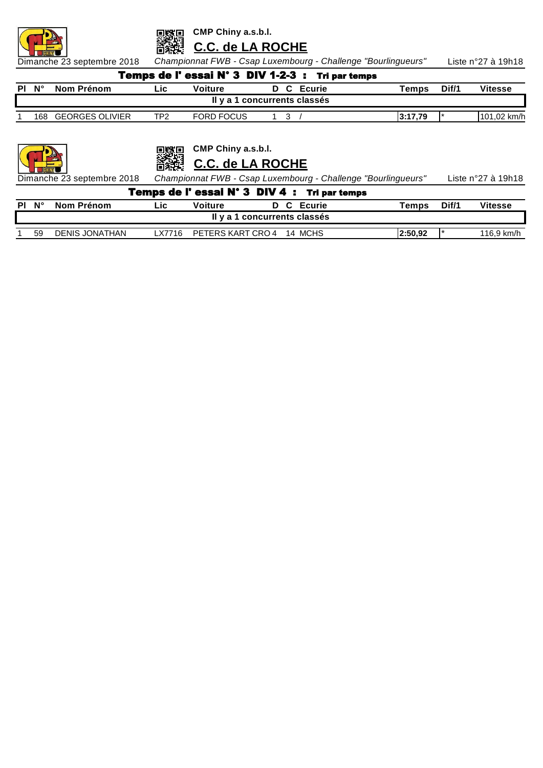**CMP Chiny a.s.b.l.**

## C.C. de LA ROCHE

Dimanche 23 septembre 2018 — *Championnat FWB - Csap Luxembourg - Challenge "Bourlingueurs"* — Liste n°27 à 19h18

### Temps de l' essai N° 3 DIV 1-2-3 : Tri par temps

| Pl | N° | Nom Prénom | Lic | Voiture | D | C | Ecurie | Temps | Dif/1 | Vitesse |
|---|---|---|---|---|---|---|---|---|---|---|
| Il y a 1 concurrents classés | | | | | | | | | | |
| 1 | 168 | GEORGES OLIVIER | TP2 | FORD FOCUS | 1 | 3 | / | 3:17,79 | * | 101,02 km/h |

**CMP Chiny a.s.b.l.**

## C.C. de LA ROCHE

Dimanche 23 septembre 2018 — *Championnat FWB - Csap Luxembourg - Challenge "Bourlingueurs"* — Liste n°27 à 19h18

### Temps de l' essai N° 3 DIV 4 : Tri par temps

| Pl | N° | Nom Prénom | Lic | Voiture | D | C | Ecurie | Temps | Dif/1 | Vitesse |
|---|---|---|---|---|---|---|---|---|---|---|
| Il y a 1 concurrents classés | | | | | | | | | | |
| 1 | 59 | DENIS JONATHAN | LX7716 | PETERS KART CRO | 4 | 14 | MCHS | 2:50,92 | * | 116,9 km/h |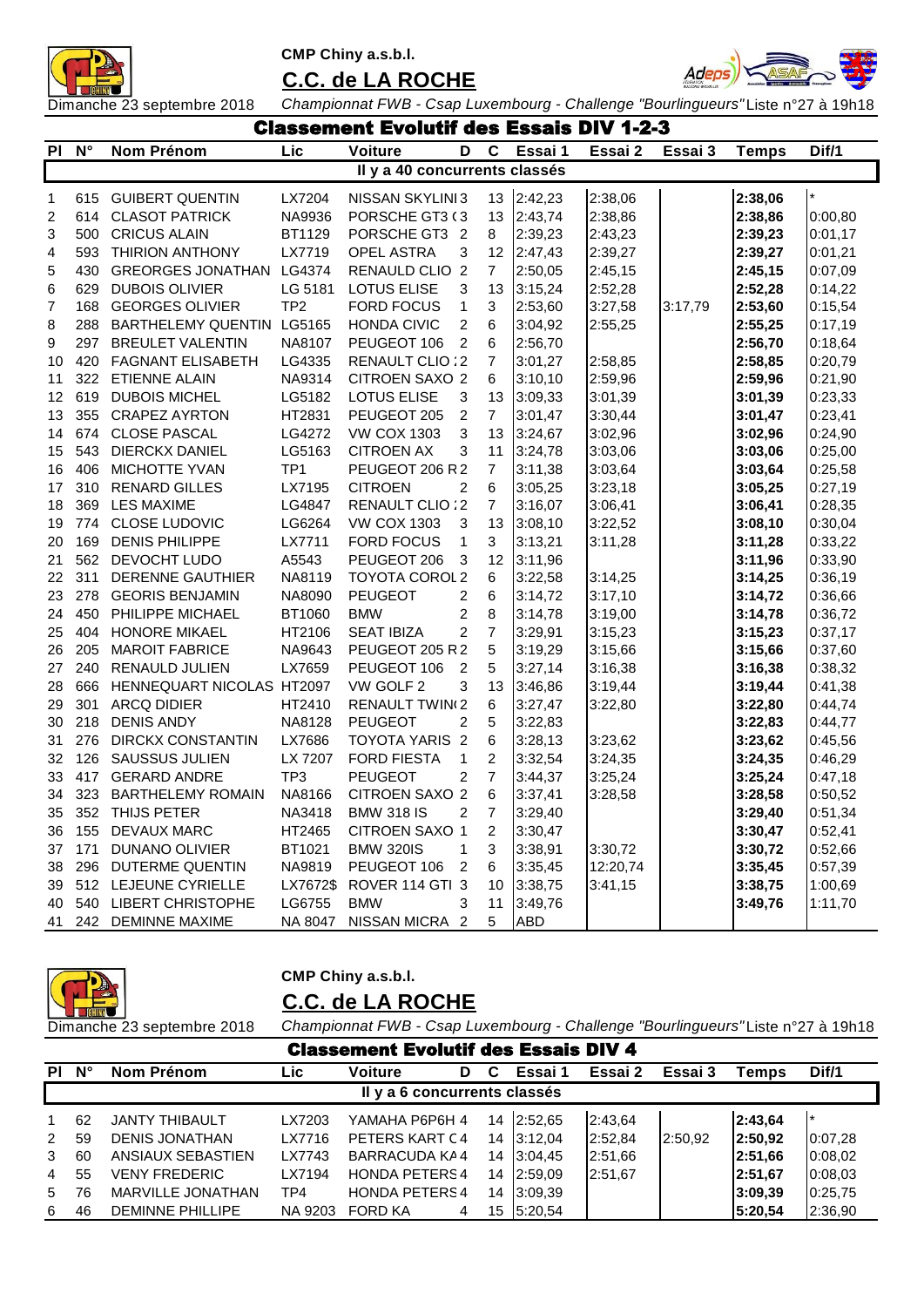**CMP Chiny a.s.b.l.**

## C.C. de LA ROCHE

Dimanche 23 septembre 2018 *Championnat FWB - Csap Luxembourg - Challenge "Bourlingueurs"* Liste n°27 à 19h18

### Classement Evolutif des Essais DIV 1-2-3

| Pl | N° | Nom Prénom | Lic | Voiture | D | C | Essai 1 | Essai 2 | Essai 3 | Temps | Dif/1 |
|---|---|---|---|---|---|---|---|---|---|---|---|
| Il y a 40 concurrents classés | | | | | | | | | | | |
| 1 | 615 | GUIBERT QUENTIN | LX7204 | NISSAN SKYLINI | 3 | 13 | 2:42,23 | 2:38,06 | | **2:38,06** | * |
| 2 | 614 | CLASOT PATRICK | NA9936 | PORSCHE GT3 ( | 3 | 13 | 2:43,74 | 2:38,86 | | **2:38,86** | 0:00,80 |
| 3 | 500 | CRICUS ALAIN | BT1129 | PORSCHE GT3 | 2 | 8 | 2:39,23 | 2:43,23 | | **2:39,23** | 0:01,17 |
| 4 | 593 | THIRION ANTHONY | LX7719 | OPEL ASTRA | 3 | 12 | 2:47,43 | 2:39,27 | | **2:39,27** | 0:01,21 |
| 5 | 430 | GREORGES JONATHAN | LG4374 | RENAULD CLIO | 2 | 7 | 2:50,05 | 2:45,15 | | **2:45,15** | 0:07,09 |
| 6 | 629 | DUBOIS OLIVIER | LG 5181 | LOTUS ELISE | 3 | 13 | 3:15,24 | 2:52,28 | | **2:52,28** | 0:14,22 |
| 7 | 168 | GEORGES OLIVIER | TP2 | FORD FOCUS | 1 | 3 | 2:53,60 | 3:27,58 | 3:17,79 | **2:53,60** | 0:15,54 |
| 8 | 288 | BARTHELEMY QUENTIN | LG5165 | HONDA CIVIC | 2 | 6 | 3:04,92 | 2:55,25 | | **2:55,25** | 0:17,19 |
| 9 | 297 | BREULET VALENTIN | NA8107 | PEUGEOT 106 | 2 | 6 | 2:56,70 | | | **2:56,70** | 0:18,64 |
| 10 | 420 | FAGNANT ELISABETH | LG4335 | RENAULT CLIO : | 2 | 7 | 3:01,27 | 2:58,85 | | **2:58,85** | 0:20,79 |
| 11 | 322 | ETIENNE ALAIN | NA9314 | CITROEN SAXO | 2 | 6 | 3:10,10 | 2:59,96 | | **2:59,96** | 0:21,90 |
| 12 | 619 | DUBOIS MICHEL | LG5182 | LOTUS ELISE | 3 | 13 | 3:09,33 | 3:01,39 | | **3:01,39** | 0:23,33 |
| 13 | 355 | CRAPEZ AYRTON | HT2831 | PEUGEOT 205 | 2 | 7 | 3:01,47 | 3:30,44 | | **3:01,47** | 0:23,41 |
| 14 | 674 | CLOSE PASCAL | LG4272 | VW COX 1303 | 3 | 13 | 3:24,67 | 3:02,96 | | **3:02,96** | 0:24,90 |
| 15 | 543 | DIERCKX DANIEL | LG5163 | CITROEN AX | 3 | 11 | 3:24,78 | 3:03,06 | | **3:03,06** | 0:25,00 |
| 16 | 406 | MICHOTTE YVAN | TP1 | PEUGEOT 206 R | 2 | 7 | 3:11,38 | 3:03,64 | | **3:03,64** | 0:25,58 |
| 17 | 310 | RENARD GILLES | LX7195 | CITROEN | 2 | 6 | 3:05,25 | 3:23,18 | | **3:05,25** | 0:27,19 |
| 18 | 369 | LES MAXIME | LG4847 | RENAULT CLIO : | 2 | 7 | 3:16,07 | 3:06,41 | | **3:06,41** | 0:28,35 |
| 19 | 774 | CLOSE LUDOVIC | LG6264 | VW COX 1303 | 3 | 13 | 3:08,10 | 3:22,52 | | **3:08,10** | 0:30,04 |
| 20 | 169 | DENIS PHILIPPE | LX7711 | FORD FOCUS | 1 | 3 | 3:13,21 | 3:11,28 | | **3:11,28** | 0:33,22 |
| 21 | 562 | DEVOCHT LUDO | A5543 | PEUGEOT 206 | 3 | 12 | 3:11,96 | | | **3:11,96** | 0:33,90 |
| 22 | 311 | DERENNE GAUTHIER | NA8119 | TOYOTA COROL | 2 | 6 | 3:22,58 | 3:14,25 | | **3:14,25** | 0:36,19 |
| 23 | 278 | GEORIS BENJAMIN | NA8090 | PEUGEOT | 2 | 6 | 3:14,72 | 3:17,10 | | **3:14,72** | 0:36,66 |
| 24 | 450 | PHILIPPE MICHAEL | BT1060 | BMW | 2 | 8 | 3:14,78 | 3:19,00 | | **3:14,78** | 0:36,72 |
| 25 | 404 | HONORE MIKAEL | HT2106 | SEAT IBIZA | 2 | 7 | 3:29,91 | 3:15,23 | | **3:15,23** | 0:37,17 |
| 26 | 205 | MAROIT FABRICE | NA9643 | PEUGEOT 205 R | 2 | 5 | 3:19,29 | 3:15,66 | | **3:15,66** | 0:37,60 |
| 27 | 240 | RENAULD JULIEN | LX7659 | PEUGEOT 106 | 2 | 5 | 3:27,14 | 3:16,38 | | **3:16,38** | 0:38,32 |
| 28 | 666 | HENNEQUART NICOLAS | HT2097 | VW GOLF 2 | 3 | 13 | 3:46,86 | 3:19,44 | | **3:19,44** | 0:41,38 |
| 29 | 301 | ARCQ DIDIER | HT2410 | RENAULT TWIN( | 2 | 6 | 3:27,47 | 3:22,80 | | **3:22,80** | 0:44,74 |
| 30 | 218 | DENIS ANDY | NA8128 | PEUGEOT | 2 | 5 | 3:22,83 | | | **3:22,83** | 0:44,77 |
| 31 | 276 | DIRCKX CONSTANTIN | LX7686 | TOYOTA YARIS | 2 | 6 | 3:28,13 | 3:23,62 | | **3:23,62** | 0:45,56 |
| 32 | 126 | SAUSSUS JULIEN | LX 7207 | FORD FIESTA | 1 | 2 | 3:32,54 | 3:24,35 | | **3:24,35** | 0:46,29 |
| 33 | 417 | GERARD ANDRE | TP3 | PEUGEOT | 2 | 7 | 3:44,37 | 3:25,24 | | **3:25,24** | 0:47,18 |
| 34 | 323 | BARTHELEMY ROMAIN | NA8166 | CITROEN SAXO | 2 | 6 | 3:37,41 | 3:28,58 | | **3:28,58** | 0:50,52 |
| 35 | 352 | THIJS PETER | NA3418 | BMW 318 IS | 2 | 7 | 3:29,40 | | | **3:29,40** | 0:51,34 |
| 36 | 155 | DEVAUX MARC | HT2465 | CITROEN SAXO | 1 | 2 | 3:30,47 | | | **3:30,47** | 0:52,41 |
| 37 | 171 | DUNANO OLIVIER | BT1021 | BMW 320IS | 1 | 3 | 3:38,91 | 3:30,72 | | **3:30,72** | 0:52,66 |
| 38 | 296 | DUTERME QUENTIN | NA9819 | PEUGEOT 106 | 2 | 6 | 3:35,45 | 12:20,74 | | **3:35,45** | 0:57,39 |
| 39 | 512 | LEJEUNE CYRIELLE | LX7672$ | ROVER 114 GTI | 3 | 10 | 3:38,75 | 3:41,15 | | **3:38,75** | 1:00,69 |
| 40 | 540 | LIBERT CHRISTOPHE | LG6755 | BMW | 3 | 11 | 3:49,76 | | | **3:49,76** | 1:11,70 |
| 41 | 242 | DEMINNE MAXIME | NA 8047 | NISSAN MICRA | 2 | 5 | ABD | | | | |

**CMP Chiny a.s.b.l.**

## C.C. de LA ROCHE

Dimanche 23 septembre 2018 *Championnat FWB - Csap Luxembourg - Challenge "Bourlingueurs"* Liste n°27 à 19h18

### Classement Evolutif des Essais DIV 4

| Pl | N° | Nom Prénom | Lic | Voiture | D | C | Essai 1 | Essai 2 | Essai 3 | Temps | Dif/1 |
|---|---|---|---|---|---|---|---|---|---|---|---|
| Il y a 6 concurrents classés | | | | | | | | | | | |
| 1 | 62 | JANTY THIBAULT | LX7203 | YAMAHA P6P6H | 4 | 14 | 2:52,65 | 2:43,64 | | **2:43,64** | * |
| 2 | 59 | DENIS JONATHAN | LX7716 | PETERS KART C | 4 | 14 | 3:12,04 | 2:52,84 | 2:50,92 | **2:50,92** | 0:07,28 |
| 3 | 60 | ANSIAUX SEBASTIEN | LX7743 | BARRACUDA KA | 4 | 14 | 3:04,45 | 2:51,66 | | **2:51,66** | 0:08,02 |
| 4 | 55 | VENY FREDERIC | LX7194 | HONDA PETERS | 4 | 14 | 2:59,09 | 2:51,67 | | **2:51,67** | 0:08,03 |
| 5 | 76 | MARVILLE JONATHAN | TP4 | HONDA PETERS | 4 | 14 | 3:09,39 | | | **3:09,39** | 0:25,75 |
| 6 | 46 | DEMINNE PHILLIPE | NA 9203 | FORD KA | 4 | 15 | 5:20,54 | | | **5:20,54** | 2:36,90 |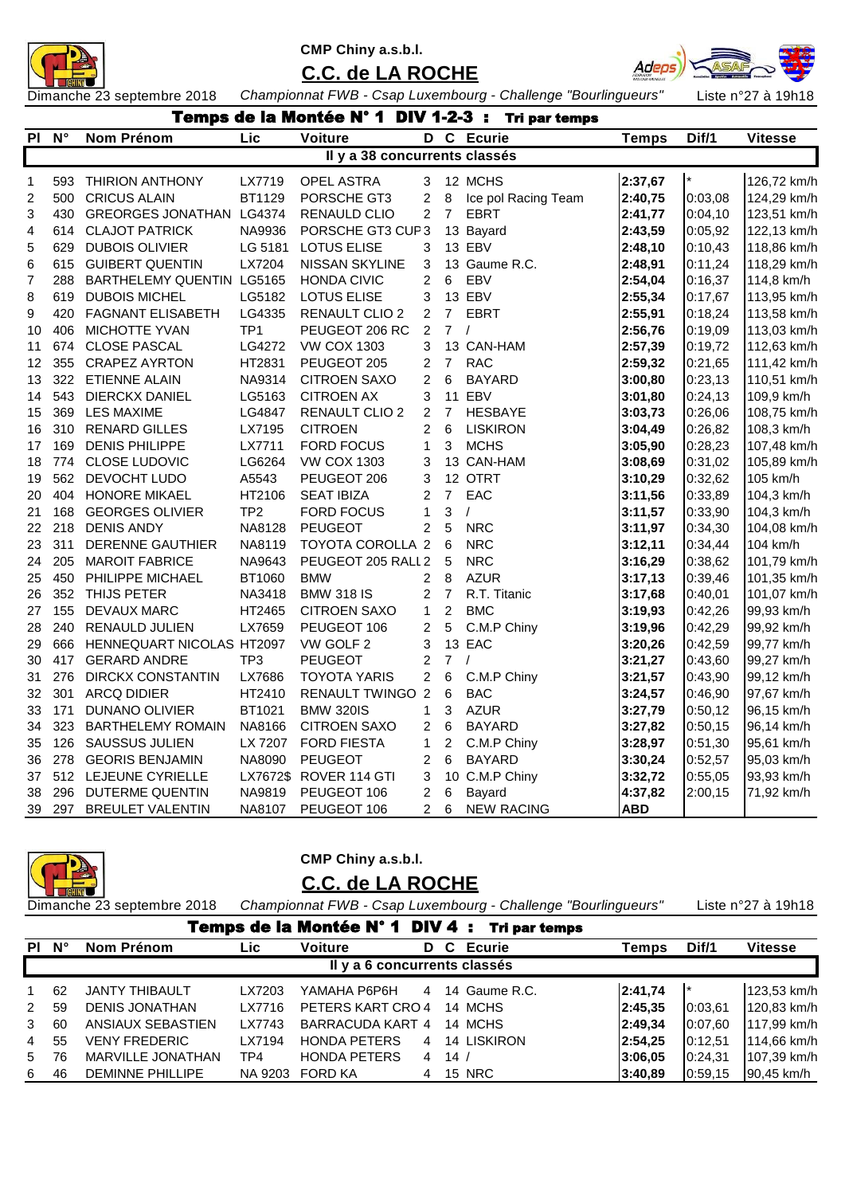**CMP Chiny a.s.b.l.**

## C.C. de LA ROCHE

Dimanche 23 septembre 2018 — *Championnat FWB - Csap Luxembourg - Challenge "Bourlingueurs"* — Liste n°27 à 19h18

### Temps de la Montée N° 1 DIV 1-2-3 : Tri par temps

Il y a 38 concurrents classés

| Pl | N° | Nom Prénom | Lic | Voiture | D | C | Ecurie | Temps | Dif/1 | Vitesse |
|---|---|---|---|---|---|---|---|---|---|---|
| 1 | 593 | THIRION ANTHONY | LX7719 | OPEL ASTRA | 3 | 12 | MCHS | **2:37,67** | * | 126,72 km/h |
| 2 | 500 | CRICUS ALAIN | BT1129 | PORSCHE GT3 | 2 | 8 | Ice pol Racing Team | **2:40,75** | 0:03,08 | 124,29 km/h |
| 3 | 430 | GREORGES JONATHAN | LG4374 | RENAULD CLIO | 2 | 7 | EBRT | **2:41,77** | 0:04,10 | 123,51 km/h |
| 4 | 614 | CLAJOT PATRICK | NA9936 | PORSCHE GT3 CUP | 3 | 13 | Bayard | **2:43,59** | 0:05,92 | 122,13 km/h |
| 5 | 629 | DUBOIS OLIVIER | LG 5181 | LOTUS ELISE | 3 | 13 | EBV | **2:48,10** | 0:10,43 | 118,86 km/h |
| 6 | 615 | GUIBERT QUENTIN | LX7204 | NISSAN SKYLINE | 3 | 13 | Gaume R.C. | **2:48,91** | 0:11,24 | 118,29 km/h |
| 7 | 288 | BARTHELEMY QUENTIN | LG5165 | HONDA CIVIC | 2 | 6 | EBV | **2:54,04** | 0:16,37 | 114,8 km/h |
| 8 | 619 | DUBOIS MICHEL | LG5182 | LOTUS ELISE | 3 | 13 | EBV | **2:55,34** | 0:17,67 | 113,95 km/h |
| 9 | 420 | FAGNANT ELISABETH | LG4335 | RENAULT CLIO 2 | 2 | 7 | EBRT | **2:55,91** | 0:18,24 | 113,58 km/h |
| 10 | 406 | MICHOTTE YVAN | TP1 | PEUGEOT 206 RC | 2 | 7 | / | **2:56,76** | 0:19,09 | 113,03 km/h |
| 11 | 674 | CLOSE PASCAL | LG4272 | VW COX 1303 | 3 | 13 | CAN-HAM | **2:57,39** | 0:19,72 | 112,63 km/h |
| 12 | 355 | CRAPEZ AYRTON | HT2831 | PEUGEOT 205 | 2 | 7 | RAC | **2:59,32** | 0:21,65 | 111,42 km/h |
| 13 | 322 | ETIENNE ALAIN | NA9314 | CITROEN SAXO | 2 | 6 | BAYARD | **3:00,80** | 0:23,13 | 110,51 km/h |
| 14 | 543 | DIERCKX DANIEL | LG5163 | CITROEN AX | 3 | 11 | EBV | **3:01,80** | 0:24,13 | 109,9 km/h |
| 15 | 369 | LES MAXIME | LG4847 | RENAULT CLIO 2 | 2 | 7 | HESBAYE | **3:03,73** | 0:26,06 | 108,75 km/h |
| 16 | 310 | RENARD GILLES | LX7195 | CITROEN | 2 | 6 | LISKIRON | **3:04,49** | 0:26,82 | 108,3 km/h |
| 17 | 169 | DENIS PHILIPPE | LX7711 | FORD FOCUS | 1 | 3 | MCHS | **3:05,90** | 0:28,23 | 107,48 km/h |
| 18 | 774 | CLOSE LUDOVIC | LG6264 | VW COX 1303 | 3 | 13 | CAN-HAM | **3:08,69** | 0:31,02 | 105,89 km/h |
| 19 | 562 | DEVOCHT LUDO | A5543 | PEUGEOT 206 | 3 | 12 | OTRT | **3:10,29** | 0:32,62 | 105 km/h |
| 20 | 404 | HONORE MIKAEL | HT2106 | SEAT IBIZA | 2 | 7 | EAC | **3:11,56** | 0:33,89 | 104,3 km/h |
| 21 | 168 | GEORGES OLIVIER | TP2 | FORD FOCUS | 1 | 3 | / | **3:11,57** | 0:33,90 | 104,3 km/h |
| 22 | 218 | DENIS ANDY | NA8128 | PEUGEOT | 2 | 5 | NRC | **3:11,97** | 0:34,30 | 104,08 km/h |
| 23 | 311 | DERENNE GAUTHIER | NA8119 | TOYOTA COROLLA | 2 | 6 | NRC | **3:12,11** | 0:34,44 | 104 km/h |
| 24 | 205 | MAROIT FABRICE | NA9643 | PEUGEOT 205 RALL | 2 | 5 | NRC | **3:16,29** | 0:38,62 | 101,79 km/h |
| 25 | 450 | PHILIPPE MICHAEL | BT1060 | BMW | 2 | 8 | AZUR | **3:17,13** | 0:39,46 | 101,35 km/h |
| 26 | 352 | THIJS PETER | NA3418 | BMW 318 IS | 2 | 7 | R.T. Titanic | **3:17,68** | 0:40,01 | 101,07 km/h |
| 27 | 155 | DEVAUX MARC | HT2465 | CITROEN SAXO | 1 | 2 | BMC | **3:19,93** | 0:42,26 | 99,93 km/h |
| 28 | 240 | RENAULD JULIEN | LX7659 | PEUGEOT 106 | 2 | 5 | C.M.P Chiny | **3:19,96** | 0:42,29 | 99,92 km/h |
| 29 | 666 | HENNEQUART NICOLAS | HT2097 | VW GOLF 2 | 3 | 13 | EAC | **3:20,26** | 0:42,59 | 99,77 km/h |
| 30 | 417 | GERARD ANDRE | TP3 | PEUGEOT | 2 | 7 | / | **3:21,27** | 0:43,60 | 99,27 km/h |
| 31 | 276 | DIRCKX CONSTANTIN | LX7686 | TOYOTA YARIS | 2 | 6 | C.M.P Chiny | **3:21,57** | 0:43,90 | 99,12 km/h |
| 32 | 301 | ARCQ DIDIER | HT2410 | RENAULT TWINGO | 2 | 6 | BAC | **3:24,57** | 0:46,90 | 97,67 km/h |
| 33 | 171 | DUNANO OLIVIER | BT1021 | BMW 320IS | 1 | 3 | AZUR | **3:27,79** | 0:50,12 | 96,15 km/h |
| 34 | 323 | BARTHELEMY ROMAIN | NA8166 | CITROEN SAXO | 2 | 6 | BAYARD | **3:27,82** | 0:50,15 | 96,14 km/h |
| 35 | 126 | SAUSSUS JULIEN | LX 7207 | FORD FIESTA | 1 | 2 | C.M.P Chiny | **3:28,97** | 0:51,30 | 95,61 km/h |
| 36 | 278 | GEORIS BENJAMIN | NA8090 | PEUGEOT | 2 | 6 | BAYARD | **3:30,24** | 0:52,57 | 95,03 km/h |
| 37 | 512 | LEJEUNE CYRIELLE | LX7672$ | ROVER 114 GTI | 3 | 10 | C.M.P Chiny | **3:32,72** | 0:55,05 | 93,93 km/h |
| 38 | 296 | DUTERME QUENTIN | NA9819 | PEUGEOT 106 | 2 | 6 | Bayard | **4:37,82** | 2:00,15 | 71,92 km/h |
| 39 | 297 | BREULET VALENTIN | NA8107 | PEUGEOT 106 | 2 | 6 | NEW RACING | **ABD** | | |

**CMP Chiny a.s.b.l.**

## C.C. de LA ROCHE

Dimanche 23 septembre 2018 — *Championnat FWB - Csap Luxembourg - Challenge "Bourlingueurs"* — Liste n°27 à 19h18

### Temps de la Montée N° 1 DIV 4 : Tri par temps

Il y a 6 concurrents classés

| Pl | N° | Nom Prénom | Lic | Voiture | D | C | Ecurie | Temps | Dif/1 | Vitesse |
|---|---|---|---|---|---|---|---|---|---|---|
| 1 | 62 | JANTY THIBAULT | LX7203 | YAMAHA P6P6H | 4 | 14 | Gaume R.C. | **2:41,74** | * | 123,53 km/h |
| 2 | 59 | DENIS JONATHAN | LX7716 | PETERS KART CRO | 4 | 14 | MCHS | **2:45,35** | 0:03,61 | 120,83 km/h |
| 3 | 60 | ANSIAUX SEBASTIEN | LX7743 | BARRACUDA KART | 4 | 14 | MCHS | **2:49,34** | 0:07,60 | 117,99 km/h |
| 4 | 55 | VENY FREDERIC | LX7194 | HONDA PETERS | 4 | 14 | LISKIRON | **2:54,25** | 0:12,51 | 114,66 km/h |
| 5 | 76 | MARVILLE JONATHAN | TP4 | HONDA PETERS | 4 | 14 | / | **3:06,05** | 0:24,31 | 107,39 km/h |
| 6 | 46 | DEMINNE PHILLIPE | NA 9203 | FORD KA | 4 | 15 | NRC | **3:40,89** | 0:59,15 | 90,45 km/h |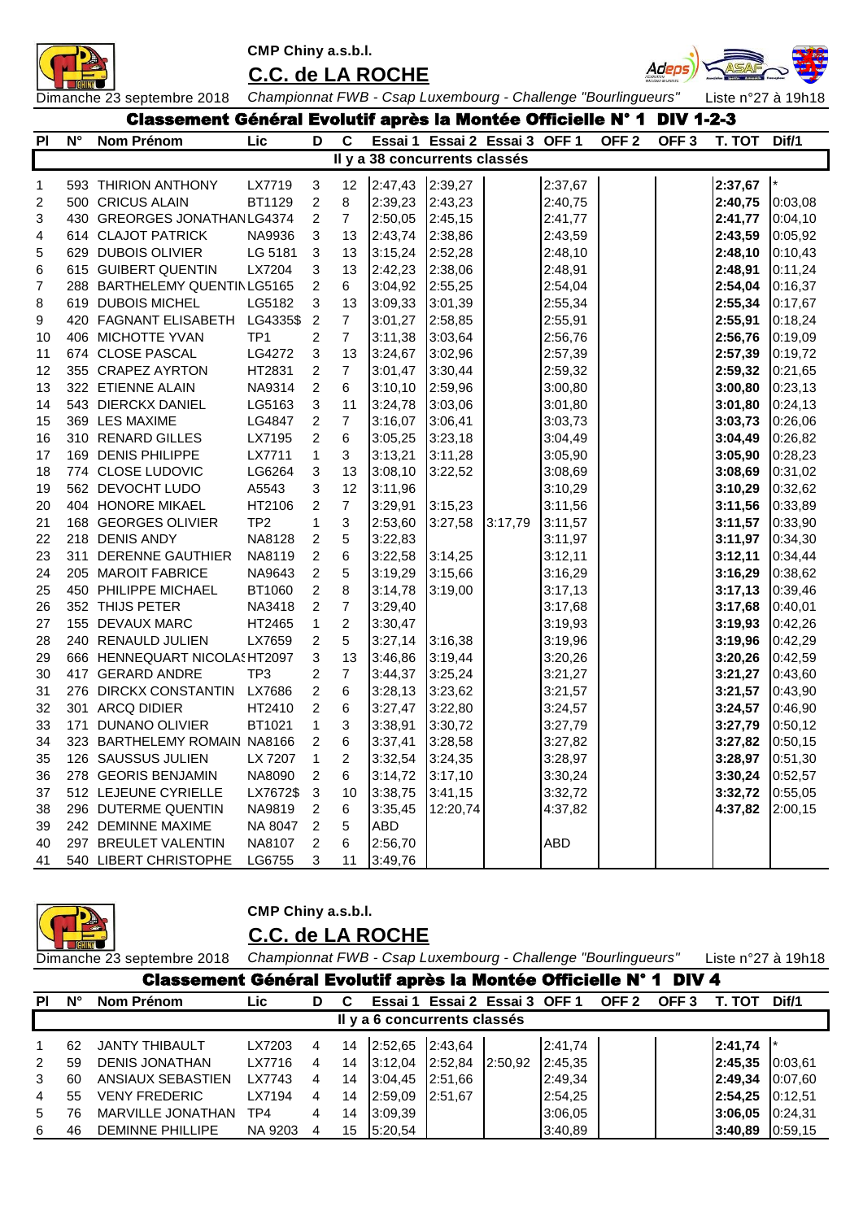CMP Chiny a.s.b.l.

## C.C. de LA ROCHE

Dimanche 23 septembre 2018 *Championnat FWB - Csap Luxembourg - Challenge "Bourlingueurs"* Liste n°27 à 19h18

### Classement Général Evolutif après la Montée Officielle N° 1 DIV 1-2-3

| Pl | N° | Nom Prénom | Lic | D | C | Essai 1 | Essai 2 | Essai 3 | OFF 1 | OFF 2 | OFF 3 | T. TOT | Dif/1 |
|---|---|---|---|---|---|---|---|---|---|---|---|---|---|
| Il y a 38 concurrents classés | | | | | | | | | | | | | |
| 1 | 593 | THIRION ANTHONY | LX7719 | 3 | 12 | 2:47,43 | 2:39,27 | | 2:37,67 | | | **2:37,67** | * |
| 2 | 500 | CRICUS ALAIN | BT1129 | 2 | 8 | 2:39,23 | 2:43,23 | | 2:40,75 | | | **2:40,75** | 0:03,08 |
| 3 | 430 | GREORGES JONATHAN | LG4374 | 2 | 7 | 2:50,05 | 2:45,15 | | 2:41,77 | | | **2:41,77** | 0:04,10 |
| 4 | 614 | CLAJOT PATRICK | NA9936 | 3 | 13 | 2:43,74 | 2:38,86 | | 2:43,59 | | | **2:43,59** | 0:05,92 |
| 5 | 629 | DUBOIS OLIVIER | LG 5181 | 3 | 13 | 3:15,24 | 2:52,28 | | 2:48,10 | | | **2:48,10** | 0:10,43 |
| 6 | 615 | GUIBERT QUENTIN | LX7204 | 3 | 13 | 2:42,23 | 2:38,06 | | 2:48,91 | | | **2:48,91** | 0:11,24 |
| 7 | 288 | BARTHELEMY QUENTIN | LG5165 | 2 | 6 | 3:04,92 | 2:55,25 | | 2:54,04 | | | **2:54,04** | 0:16,37 |
| 8 | 619 | DUBOIS MICHEL | LG5182 | 3 | 13 | 3:09,33 | 3:01,39 | | 2:55,34 | | | **2:55,34** | 0:17,67 |
| 9 | 420 | FAGNANT ELISABETH | LG4335$ | 2 | 7 | 3:01,27 | 2:58,85 | | 2:55,91 | | | **2:55,91** | 0:18,24 |
| 10 | 406 | MICHOTTE YVAN | TP1 | 2 | 7 | 3:11,38 | 3:03,64 | | 2:56,76 | | | **2:56,76** | 0:19,09 |
| 11 | 674 | CLOSE PASCAL | LG4272 | 3 | 13 | 3:24,67 | 3:02,96 | | 2:57,39 | | | **2:57,39** | 0:19,72 |
| 12 | 355 | CRAPEZ AYRTON | HT2831 | 2 | 7 | 3:01,47 | 3:30,44 | | 2:59,32 | | | **2:59,32** | 0:21,65 |
| 13 | 322 | ETIENNE ALAIN | NA9314 | 2 | 6 | 3:10,10 | 2:59,96 | | 3:00,80 | | | **3:00,80** | 0:23,13 |
| 14 | 543 | DIERCKX DANIEL | LG5163 | 3 | 11 | 3:24,78 | 3:03,06 | | 3:01,80 | | | **3:01,80** | 0:24,13 |
| 15 | 369 | LES MAXIME | LG4847 | 2 | 7 | 3:16,07 | 3:06,41 | | 3:03,73 | | | **3:03,73** | 0:26,06 |
| 16 | 310 | RENARD GILLES | LX7195 | 2 | 6 | 3:05,25 | 3:23,18 | | 3:04,49 | | | **3:04,49** | 0:26,82 |
| 17 | 169 | DENIS PHILIPPE | LX7711 | 1 | 3 | 3:13,21 | 3:11,28 | | 3:05,90 | | | **3:05,90** | 0:28,23 |
| 18 | 774 | CLOSE LUDOVIC | LG6264 | 3 | 13 | 3:08,10 | 3:22,52 | | 3:08,69 | | | **3:08,69** | 0:31,02 |
| 19 | 562 | DEVOCHT LUDO | A5543 | 3 | 12 | 3:11,96 | | | 3:10,29 | | | **3:10,29** | 0:32,62 |
| 20 | 404 | HONORE MIKAEL | HT2106 | 2 | 7 | 3:29,91 | 3:15,23 | | 3:11,56 | | | **3:11,56** | 0:33,89 |
| 21 | 168 | GEORGES OLIVIER | TP2 | 1 | 3 | 2:53,60 | 3:27,58 | 3:17,79 | 3:11,57 | | | **3:11,57** | 0:33,90 |
| 22 | 218 | DENIS ANDY | NA8128 | 2 | 5 | 3:22,83 | | | 3:11,97 | | | **3:11,97** | 0:34,30 |
| 23 | 311 | DERENNE GAUTHIER | NA8119 | 2 | 6 | 3:22,58 | 3:14,25 | | 3:12,11 | | | **3:12,11** | 0:34,44 |
| 24 | 205 | MAROIT FABRICE | NA9643 | 2 | 5 | 3:19,29 | 3:15,66 | | 3:16,29 | | | **3:16,29** | 0:38,62 |
| 25 | 450 | PHILIPPE MICHAEL | BT1060 | 2 | 8 | 3:14,78 | 3:19,00 | | 3:17,13 | | | **3:17,13** | 0:39,46 |
| 26 | 352 | THIJS PETER | NA3418 | 2 | 7 | 3:29,40 | | | 3:17,68 | | | **3:17,68** | 0:40,01 |
| 27 | 155 | DEVAUX MARC | HT2465 | 1 | 2 | 3:30,47 | | | 3:19,93 | | | **3:19,93** | 0:42,26 |
| 28 | 240 | RENAULD JULIEN | LX7659 | 2 | 5 | 3:27,14 | 3:16,38 | | 3:19,96 | | | **3:19,96** | 0:42,29 |
| 29 | 666 | HENNEQUART NICOLAS | HT2097 | 3 | 13 | 3:46,86 | 3:19,44 | | 3:20,26 | | | **3:20,26** | 0:42,59 |
| 30 | 417 | GERARD ANDRE | TP3 | 2 | 7 | 3:44,37 | 3:25,24 | | 3:21,27 | | | **3:21,27** | 0:43,60 |
| 31 | 276 | DIRCKX CONSTANTIN | LX7686 | 2 | 6 | 3:28,13 | 3:23,62 | | 3:21,57 | | | **3:21,57** | 0:43,90 |
| 32 | 301 | ARCQ DIDIER | HT2410 | 2 | 6 | 3:27,47 | 3:22,80 | | 3:24,57 | | | **3:24,57** | 0:46,90 |
| 33 | 171 | DUNANO OLIVIER | BT1021 | 1 | 3 | 3:38,91 | 3:30,72 | | 3:27,79 | | | **3:27,79** | 0:50,12 |
| 34 | 323 | BARTHELEMY ROMAIN | NA8166 | 2 | 6 | 3:37,41 | 3:28,58 | | 3:27,82 | | | **3:27,82** | 0:50,15 |
| 35 | 126 | SAUSSUS JULIEN | LX 7207 | 1 | 2 | 3:32,54 | 3:24,35 | | 3:28,97 | | | **3:28,97** | 0:51,30 |
| 36 | 278 | GEORIS BENJAMIN | NA8090 | 2 | 6 | 3:14,72 | 3:17,10 | | 3:30,24 | | | **3:30,24** | 0:52,57 |
| 37 | 512 | LEJEUNE CYRIELLE | LX7672$ | 3 | 10 | 3:38,75 | 3:41,15 | | 3:32,72 | | | **3:32,72** | 0:55,05 |
| 38 | 296 | DUTERME QUENTIN | NA9819 | 2 | 6 | 3:35,45 | 12:20,74 | | 4:37,82 | | | **4:37,82** | 2:00,15 |
| 39 | 242 | DEMINNE MAXIME | NA 8047 | 2 | 5 | ABD | | | | | | | |
| 40 | 297 | BREULET VALENTIN | NA8107 | 2 | 6 | 2:56,70 | | | ABD | | | | |
| 41 | 540 | LIBERT CHRISTOPHE | LG6755 | 3 | 11 | 3:49,76 | | | | | | | |

CMP Chiny a.s.b.l.

## C.C. de LA ROCHE

Dimanche 23 septembre 2018 *Championnat FWB - Csap Luxembourg - Challenge "Bourlingueurs"* Liste n°27 à 19h18

### Classement Général Evolutif après la Montée Officielle N° 1 DIV 4

| Pl | N° | Nom Prénom | Lic | D | C | Essai 1 | Essai 2 | Essai 3 | OFF 1 | OFF 2 | OFF 3 | T. TOT | Dif/1 |
|---|---|---|---|---|---|---|---|---|---|---|---|---|---|
| Il y a 6 concurrents classés | | | | | | | | | | | | | |
| 1 | 62 | JANTY THIBAULT | LX7203 | 4 | 14 | 2:52,65 | 2:43,64 | | 2:41,74 | | | **2:41,74** | * |
| 2 | 59 | DENIS JONATHAN | LX7716 | 4 | 14 | 3:12,04 | 2:52,84 | 2:50,92 | 2:45,35 | | | **2:45,35** | 0:03,61 |
| 3 | 60 | ANSIAUX SEBASTIEN | LX7743 | 4 | 14 | 3:04,45 | 2:51,66 | | 2:49,34 | | | **2:49,34** | 0:07,60 |
| 4 | 55 | VENY FREDERIC | LX7194 | 4 | 14 | 2:59,09 | 2:51,67 | | 2:54,25 | | | **2:54,25** | 0:12,51 |
| 5 | 76 | MARVILLE JONATHAN | TP4 | 4 | 14 | 3:09,39 | | | 3:06,05 | | | **3:06,05** | 0:24,31 |
| 6 | 46 | DEMINNE PHILLIPE | NA 9203 | 4 | 15 | 5:20,54 | | | 3:40,89 | | | **3:40,89** | 0:59,15 |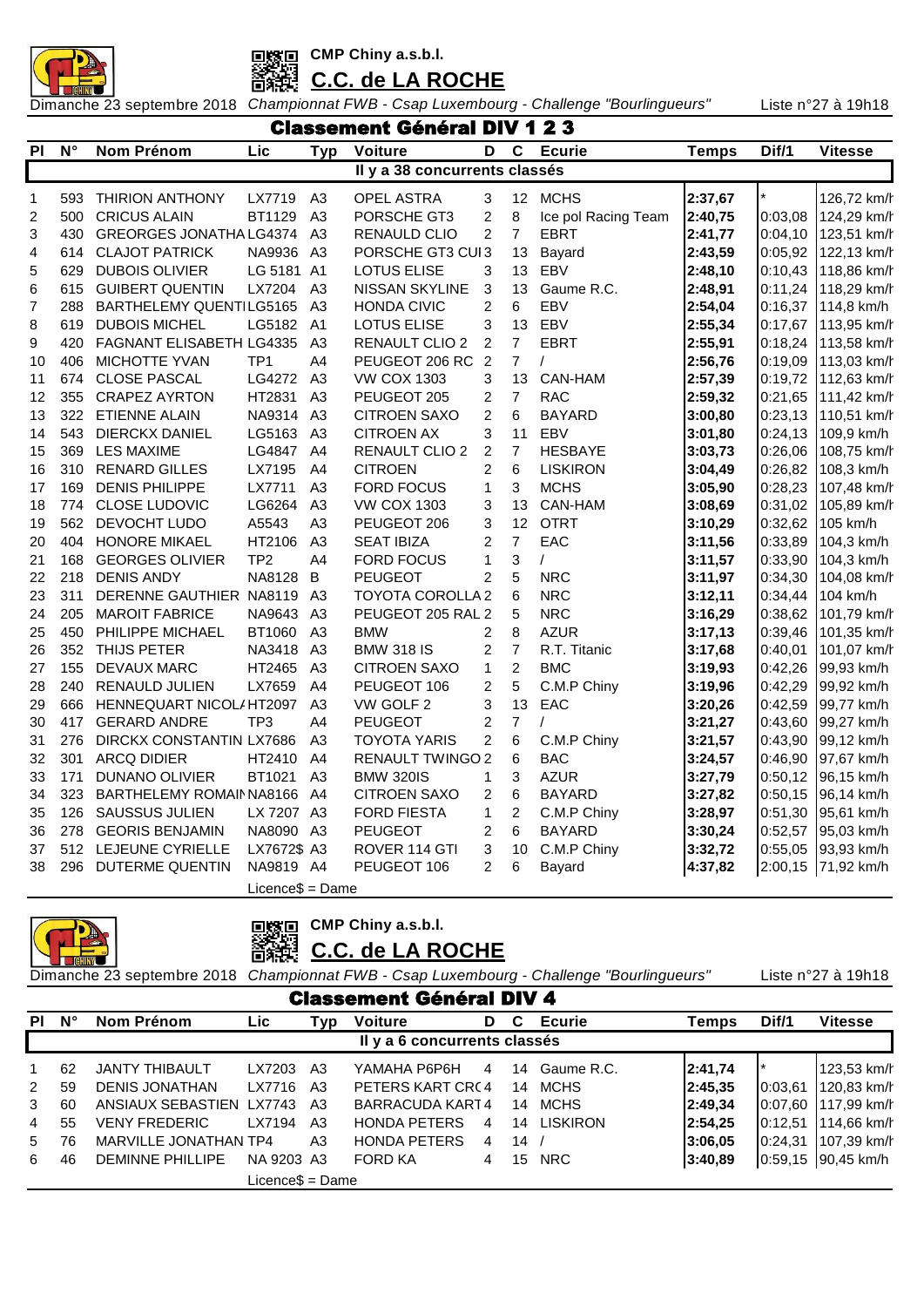CMP Chiny a.s.b.l.

## C.C. de LA ROCHE

Dimanche 23 septembre 2018 *Championnat FWB - Csap Luxembourg - Challenge "Bourlingueurs"* Liste n°27 à 19h18

### Classement Général DIV 1 2 3

| Pl | N° | Nom Prénom | Lic | Typ | Voiture | D | C | Ecurie | Temps | Dif/1 | Vitesse |
|---|---|---|---|---|---|---|---|---|---|---|---|
| Il y a 38 concurrents classés | | | | | | | | | | | |
| 1 | 593 | THIRION ANTHONY | LX7719 | A3 | OPEL ASTRA | 3 | 12 | MCHS | **2:37,67** | * | 126,72 km/h |
| 2 | 500 | CRICUS ALAIN | BT1129 | A3 | PORSCHE GT3 | 2 | 8 | Ice pol Racing Team | **2:40,75** | 0:03,08 | 124,29 km/h |
| 3 | 430 | GREORGES JONATHA | LG4374 | A3 | RENAULD CLIO | 2 | 7 | EBRT | **2:41,77** | 0:04,10 | 123,51 km/h |
| 4 | 614 | CLAJOT PATRICK | NA9936 | A3 | PORSCHE GT3 CUI | 3 | 13 | Bayard | **2:43,59** | 0:05,92 | 122,13 km/h |
| 5 | 629 | DUBOIS OLIVIER | LG 5181 | A1 | LOTUS ELISE | 3 | 13 | EBV | **2:48,10** | 0:10,43 | 118,86 km/h |
| 6 | 615 | GUIBERT QUENTIN | LX7204 | A3 | NISSAN SKYLINE | 3 | 13 | Gaume R.C. | **2:48,91** | 0:11,24 | 118,29 km/h |
| 7 | 288 | BARTHELEMY QUENTI | LG5165 | A3 | HONDA CIVIC | 2 | 6 | EBV | **2:54,04** | 0:16,37 | 114,8 km/h |
| 8 | 619 | DUBOIS MICHEL | LG5182 | A1 | LOTUS ELISE | 3 | 13 | EBV | **2:55,34** | 0:17,67 | 113,95 km/h |
| 9 | 420 | FAGNANT ELISABETH | LG4335 | A3 | RENAULT CLIO 2 | 2 | 7 | EBRT | **2:55,91** | 0:18,24 | 113,58 km/h |
| 10 | 406 | MICHOTTE YVAN | TP1 | A4 | PEUGEOT 206 RC | 2 | 7 | / | **2:56,76** | 0:19,09 | 113,03 km/h |
| 11 | 674 | CLOSE PASCAL | LG4272 | A3 | VW COX 1303 | 3 | 13 | CAN-HAM | **2:57,39** | 0:19,72 | 112,63 km/h |
| 12 | 355 | CRAPEZ AYRTON | HT2831 | A3 | PEUGEOT 205 | 2 | 7 | RAC | **2:59,32** | 0:21,65 | 111,42 km/h |
| 13 | 322 | ETIENNE ALAIN | NA9314 | A3 | CITROEN SAXO | 2 | 6 | BAYARD | **3:00,80** | 0:23,13 | 110,51 km/h |
| 14 | 543 | DIERCKX DANIEL | LG5163 | A3 | CITROEN AX | 3 | 11 | EBV | **3:01,80** | 0:24,13 | 109,9 km/h |
| 15 | 369 | LES MAXIME | LG4847 | A4 | RENAULT CLIO 2 | 2 | 7 | HESBAYE | **3:03,73** | 0:26,06 | 108,75 km/h |
| 16 | 310 | RENARD GILLES | LX7195 | A4 | CITROEN | 2 | 6 | LISKIRON | **3:04,49** | 0:26,82 | 108,3 km/h |
| 17 | 169 | DENIS PHILIPPE | LX7711 | A3 | FORD FOCUS | 1 | 3 | MCHS | **3:05,90** | 0:28,23 | 107,48 km/h |
| 18 | 774 | CLOSE LUDOVIC | LG6264 | A3 | VW COX 1303 | 3 | 13 | CAN-HAM | **3:08,69** | 0:31,02 | 105,89 km/h |
| 19 | 562 | DEVOCHT LUDO | A5543 | A3 | PEUGEOT 206 | 3 | 12 | OTRT | **3:10,29** | 0:32,62 | 105 km/h |
| 20 | 404 | HONORE MIKAEL | HT2106 | A3 | SEAT IBIZA | 2 | 7 | EAC | **3:11,56** | 0:33,89 | 104,3 km/h |
| 21 | 168 | GEORGES OLIVIER | TP2 | A4 | FORD FOCUS | 1 | 3 | / | **3:11,57** | 0:33,90 | 104,3 km/h |
| 22 | 218 | DENIS ANDY | NA8128 | B | PEUGEOT | 2 | 5 | NRC | **3:11,97** | 0:34,30 | 104,08 km/h |
| 23 | 311 | DERENNE GAUTHIER | NA8119 | A3 | TOYOTA COROLLA | 2 | 6 | NRC | **3:12,11** | 0:34,44 | 104 km/h |
| 24 | 205 | MAROIT FABRICE | NA9643 | A3 | PEUGEOT 205 RAL | 2 | 5 | NRC | **3:16,29** | 0:38,62 | 101,79 km/h |
| 25 | 450 | PHILIPPE MICHAEL | BT1060 | A3 | BMW | 2 | 8 | AZUR | **3:17,13** | 0:39,46 | 101,35 km/h |
| 26 | 352 | THIJS PETER | NA3418 | A3 | BMW 318 IS | 2 | 7 | R.T. Titanic | **3:17,68** | 0:40,01 | 101,07 km/h |
| 27 | 155 | DEVAUX MARC | HT2465 | A3 | CITROEN SAXO | 1 | 2 | BMC | **3:19,93** | 0:42,26 | 99,93 km/h |
| 28 | 240 | RENAULD JULIEN | LX7659 | A4 | PEUGEOT 106 | 2 | 5 | C.M.P Chiny | **3:19,96** | 0:42,29 | 99,92 km/h |
| 29 | 666 | HENNEQUART NICOLA | HT2097 | A3 | VW GOLF 2 | 3 | 13 | EAC | **3:20,26** | 0:42,59 | 99,77 km/h |
| 30 | 417 | GERARD ANDRE | TP3 | A4 | PEUGEOT | 2 | 7 | / | **3:21,27** | 0:43,60 | 99,27 km/h |
| 31 | 276 | DIRCKX CONSTANTIN | LX7686 | A3 | TOYOTA YARIS | 2 | 6 | C.M.P Chiny | **3:21,57** | 0:43,90 | 99,12 km/h |
| 32 | 301 | ARCQ DIDIER | HT2410 | A4 | RENAULT TWINGO | 2 | 6 | BAC | **3:24,57** | 0:46,90 | 97,67 km/h |
| 33 | 171 | DUNANO OLIVIER | BT1021 | A3 | BMW 320IS | 1 | 3 | AZUR | **3:27,79** | 0:50,12 | 96,15 km/h |
| 34 | 323 | BARTHELEMY ROMAIN | NA8166 | A4 | CITROEN SAXO | 2 | 6 | BAYARD | **3:27,82** | 0:50,15 | 96,14 km/h |
| 35 | 126 | SAUSSUS JULIEN | LX 7207 | A3 | FORD FIESTA | 1 | 2 | C.M.P Chiny | **3:28,97** | 0:51,30 | 95,61 km/h |
| 36 | 278 | GEORIS BENJAMIN | NA8090 | A3 | PEUGEOT | 2 | 6 | BAYARD | **3:30,24** | 0:52,57 | 95,03 km/h |
| 37 | 512 | LEJEUNE CYRIELLE | LX7672$ | A3 | ROVER 114 GTI | 3 | 10 | C.M.P Chiny | **3:32,72** | 0:55,05 | 93,93 km/h |
| 38 | 296 | DUTERME QUENTIN | NA9819 | A4 | PEUGEOT 106 | 2 | 6 | Bayard | **4:37,82** | 2:00,15 | 71,92 km/h |

Licence$ = Dame

CMP Chiny a.s.b.l.

## C.C. de LA ROCHE

Dimanche 23 septembre 2018 *Championnat FWB - Csap Luxembourg - Challenge "Bourlingueurs"* Liste n°27 à 19h18

### Classement Général DIV 4

| Pl | N° | Nom Prénom | Lic | Typ | Voiture | D | C | Ecurie | Temps | Dif/1 | Vitesse |
|---|---|---|---|---|---|---|---|---|---|---|---|
| Il y a 6 concurrents classés | | | | | | | | | | | |
| 1 | 62 | JANTY THIBAULT | LX7203 | A3 | YAMAHA P6P6H | 4 | 14 | Gaume R.C. | **2:41,74** | * | 123,53 km/h |
| 2 | 59 | DENIS JONATHAN | LX7716 | A3 | PETERS KART CR | 4 | 14 | MCHS | **2:45,35** | 0:03,61 | 120,83 km/h |
| 3 | 60 | ANSIAUX SEBASTIEN | LX7743 | A3 | BARRACUDA KART | 4 | 14 | MCHS | **2:49,34** | 0:07,60 | 117,99 km/h |
| 4 | 55 | VENY FREDERIC | LX7194 | A3 | HONDA PETERS | 4 | 14 | LISKIRON | **2:54,25** | 0:12,51 | 114,66 km/h |
| 5 | 76 | MARVILLE JONATHAN | TP4 | A3 | HONDA PETERS | 4 | 14 | / | **3:06,05** | 0:24,31 | 107,39 km/h |
| 6 | 46 | DEMINNE PHILLIPE | NA 9203 | A3 | FORD KA | 4 | 15 | NRC | **3:40,89** | 0:59,15 | 90,45 km/h |

Licence$ = Dame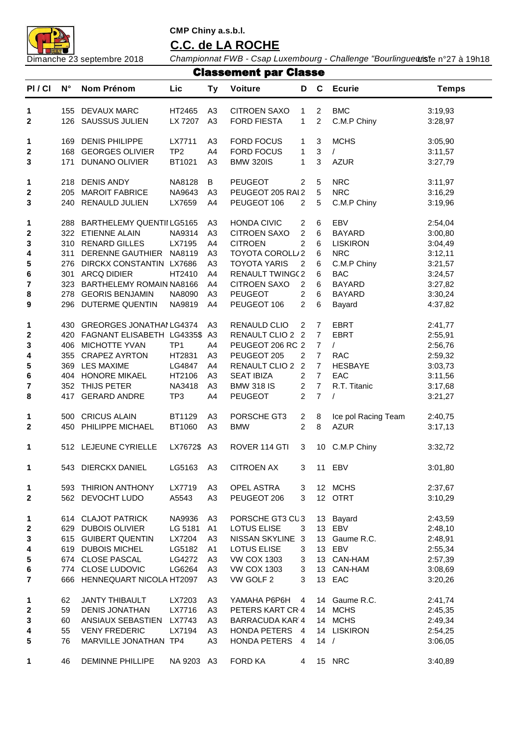CMP Chiny a.s.b.l.

## C.C. de LA ROCHE

Dimanche 23 septembre 2018 — *Championnat FWB - Csap Luxembourg - Challenge "Bourlingueurs"* Liste n°27 à 19h18

### Classement par Classe

| Pl / Cl | N° | Nom Prénom | Lic | Ty | Voiture | D | C | Ecurie | Temps |
|---|---|---|---|---|---|---|---|---|---|
| 1 | 155 | DEVAUX MARC | HT2465 | A3 | CITROEN SAXO | 1 | 2 | BMC | 3:19,93 |
| 2 | 126 | SAUSSUS JULIEN | LX 7207 | A3 | FORD FIESTA | 1 | 2 | C.M.P Chiny | 3:28,97 |
| | | | | | | | | | |
| 1 | 169 | DENIS PHILIPPE | LX7711 | A3 | FORD FOCUS | 1 | 3 | MCHS | 3:05,90 |
| 2 | 168 | GEORGES OLIVIER | TP2 | A4 | FORD FOCUS | 1 | 3 | / | 3:11,57 |
| 3 | 171 | DUNANO OLIVIER | BT1021 | A3 | BMW 320IS | 1 | 3 | AZUR | 3:27,79 |
| | | | | | | | | | |
| 1 | 218 | DENIS ANDY | NA8128 | B | PEUGEOT | 2 | 5 | NRC | 3:11,97 |
| 2 | 205 | MAROIT FABRICE | NA9643 | A3 | PEUGEOT 205 RAI | 2 | 5 | NRC | 3:16,29 |
| 3 | 240 | RENAULD JULIEN | LX7659 | A4 | PEUGEOT 106 | 2 | 5 | C.M.P Chiny | 3:19,96 |
| | | | | | | | | | |
| 1 | 288 | BARTHELEMY QUENTII | LG5165 | A3 | HONDA CIVIC | 2 | 6 | EBV | 2:54,04 |
| 2 | 322 | ETIENNE ALAIN | NA9314 | A3 | CITROEN SAXO | 2 | 6 | BAYARD | 3:00,80 |
| 3 | 310 | RENARD GILLES | LX7195 | A4 | CITROEN | 2 | 6 | LISKIRON | 3:04,49 |
| 4 | 311 | DERENNE GAUTHIER | NA8119 | A3 | TOYOTA COROLL/ | 2 | 6 | NRC | 3:12,11 |
| 5 | 276 | DIRCKX CONSTANTIN | LX7686 | A3 | TOYOTA YARIS | 2 | 6 | C.M.P Chiny | 3:21,57 |
| 6 | 301 | ARCQ DIDIER | HT2410 | A4 | RENAULT TWING( | 2 | 6 | BAC | 3:24,57 |
| 7 | 323 | BARTHELEMY ROMAIN | NA8166 | A4 | CITROEN SAXO | 2 | 6 | BAYARD | 3:27,82 |
| 8 | 278 | GEORIS BENJAMIN | NA8090 | A3 | PEUGEOT | 2 | 6 | BAYARD | 3:30,24 |
| 9 | 296 | DUTERME QUENTIN | NA9819 | A4 | PEUGEOT 106 | 2 | 6 | Bayard | 4:37,82 |
| | | | | | | | | | |
| 1 | 430 | GREORGES JONATHAI | LG4374 | A3 | RENAULD CLIO | 2 | 7 | EBRT | 2:41,77 |
| 2 | 420 | FAGNANT ELISABETH | LG4335$ | A3 | RENAULT CLIO 2 | 2 | 7 | EBRT | 2:55,91 |
| 3 | 406 | MICHOTTE YVAN | TP1 | A4 | PEUGEOT 206 RC | 2 | 7 | / | 2:56,76 |
| 4 | 355 | CRAPEZ AYRTON | HT2831 | A3 | PEUGEOT 205 | 2 | 7 | RAC | 2:59,32 |
| 5 | 369 | LES MAXIME | LG4847 | A4 | RENAULT CLIO 2 | 2 | 7 | HESBAYE | 3:03,73 |
| 6 | 404 | HONORE MIKAEL | HT2106 | A3 | SEAT IBIZA | 2 | 7 | EAC | 3:11,56 |
| 7 | 352 | THIJS PETER | NA3418 | A3 | BMW 318 IS | 2 | 7 | R.T. Titanic | 3:17,68 |
| 8 | 417 | GERARD ANDRE | TP3 | A4 | PEUGEOT | 2 | 7 | / | 3:21,27 |
| | | | | | | | | | |
| 1 | 500 | CRICUS ALAIN | BT1129 | A3 | PORSCHE GT3 | 2 | 8 | Ice pol Racing Team | 2:40,75 |
| 2 | 450 | PHILIPPE MICHAEL | BT1060 | A3 | BMW | 2 | 8 | AZUR | 3:17,13 |
| | | | | | | | | | |
| 1 | 512 | LEJEUNE CYRIELLE | LX7672$ | A3 | ROVER 114 GTI | 3 | 10 | C.M.P Chiny | 3:32,72 |
| | | | | | | | | | |
| 1 | 543 | DIERCKX DANIEL | LG5163 | A3 | CITROEN AX | 3 | 11 | EBV | 3:01,80 |
| | | | | | | | | | |
| 1 | 593 | THIRION ANTHONY | LX7719 | A3 | OPEL ASTRA | 3 | 12 | MCHS | 2:37,67 |
| 2 | 562 | DEVOCHT LUDO | A5543 | A3 | PEUGEOT 206 | 3 | 12 | OTRT | 3:10,29 |
| | | | | | | | | | |
| 1 | 614 | CLAJOT PATRICK | NA9936 | A3 | PORSCHE GT3 CU | 3 | 13 | Bayard | 2:43,59 |
| 2 | 629 | DUBOIS OLIVIER | LG 5181 | A1 | LOTUS ELISE | 3 | 13 | EBV | 2:48,10 |
| 3 | 615 | GUIBERT QUENTIN | LX7204 | A3 | NISSAN SKYLINE | 3 | 13 | Gaume R.C. | 2:48,91 |
| 4 | 619 | DUBOIS MICHEL | LG5182 | A1 | LOTUS ELISE | 3 | 13 | EBV | 2:55,34 |
| 5 | 674 | CLOSE PASCAL | LG4272 | A3 | VW COX 1303 | 3 | 13 | CAN-HAM | 2:57,39 |
| 6 | 774 | CLOSE LUDOVIC | LG6264 | A3 | VW COX 1303 | 3 | 13 | CAN-HAM | 3:08,69 |
| 7 | 666 | HENNEQUART NICOLA | HT2097 | A3 | VW GOLF 2 | 3 | 13 | EAC | 3:20,26 |
| | | | | | | | | | |
| 1 | 62 | JANTY THIBAULT | LX7203 | A3 | YAMAHA P6P6H | 4 | 14 | Gaume R.C. | 2:41,74 |
| 2 | 59 | DENIS JONATHAN | LX7716 | A3 | PETERS KART CR | 4 | 14 | MCHS | 2:45,35 |
| 3 | 60 | ANSIAUX SEBASTIEN | LX7743 | A3 | BARRACUDA KAR | 4 | 14 | MCHS | 2:49,34 |
| 4 | 55 | VENY FREDERIC | LX7194 | A3 | HONDA PETERS | 4 | 14 | LISKIRON | 2:54,25 |
| 5 | 76 | MARVILLE JONATHAN | TP4 | A3 | HONDA PETERS | 4 | 14 | / | 3:06,05 |
| | | | | | | | | | |
| 1 | 46 | DEMINNE PHILLIPE | NA 9203 | A3 | FORD KA | 4 | 15 | NRC | 3:40,89 |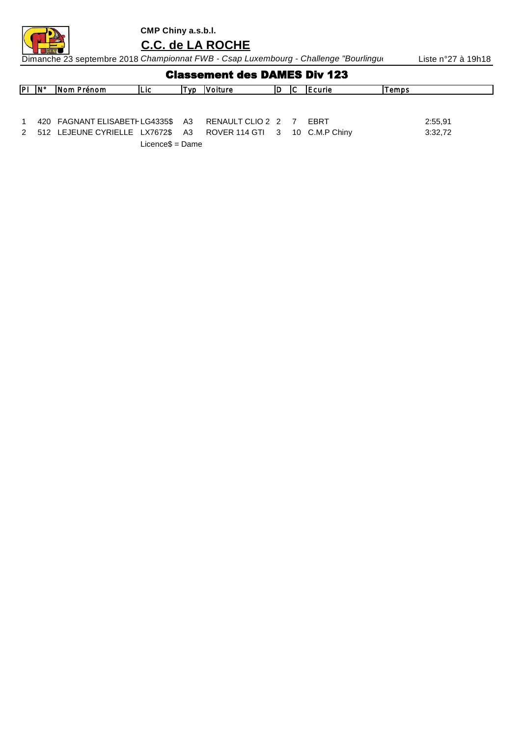**CMP Chiny a.s.b.l.**

## C.C. de LA ROCHE

Dimanche 23 septembre 2018 *Championnat FWB - Csap Luxembourg - Challenge "Bourlingu*  Liste n°27 à 19h18

# Classement des DAMES Div 123

| Pl | N° | Nom Prénom | Lic | Typ | Voiture | D | C | Ecurie | Temps |
|---|---|---|---|---|---|---|---|---|---|
| 1 | 420 | FAGNANT ELISABETH | LG4335$ | A3 | RENAULT CLIO 2 | 2 | 7 | EBRT | 2:55,91 |
| 2 | 512 | LEJEUNE CYRIELLE | LX7672$ | A3 | ROVER 114 GTI | 3 | 10 | C.M.P Chiny | 3:32,72 |

Licence$ = Dame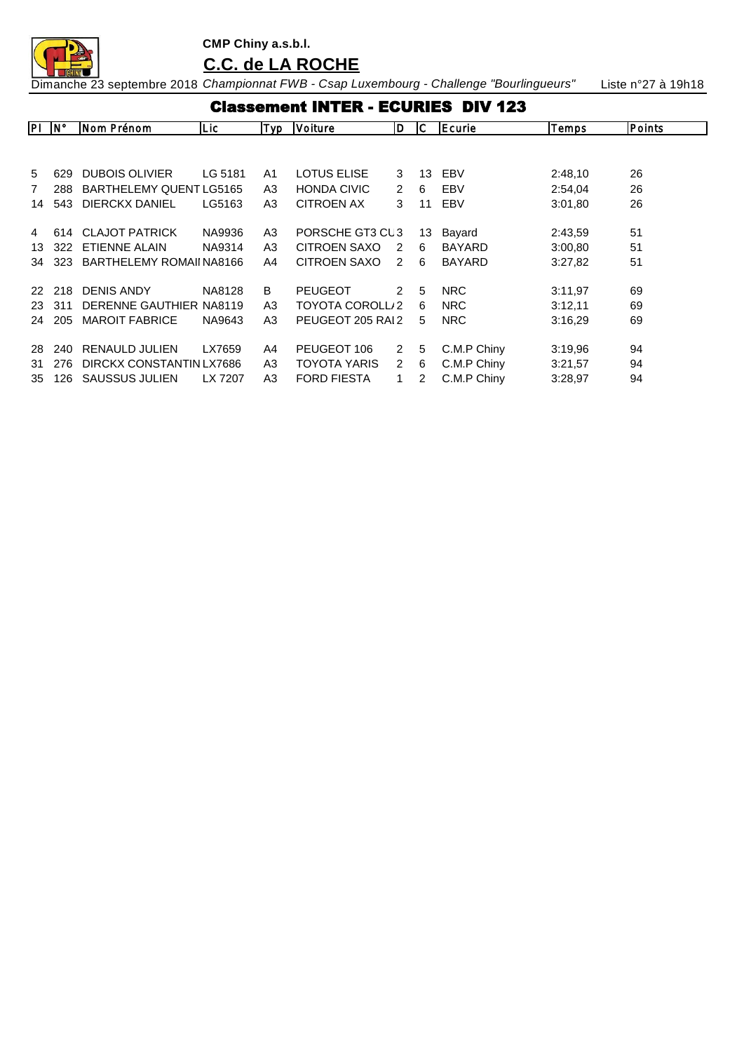CMP Chiny a.s.b.l.

## C.C. de LA ROCHE

Dimanche 23 septembre 2018 *Championnat FWB - Csap Luxembourg - Challenge "Bourlingueurs"* Liste n°27 à 19h18

# Classement INTER - ECURIES DIV 123

| Pl | N° | Nom Prénom | Lic | Typ | Voiture | D | C | Ecurie | Temps | Points |
|---|---|---|---|---|---|---|---|---|---|---|
| 5 | 629 | DUBOIS OLIVIER | LG 5181 | A1 | LOTUS ELISE | 3 | 13 | EBV | 2:48,10 | 26 |
| 7 | 288 | BARTHELEMY QUENT | LG5165 | A3 | HONDA CIVIC | 2 | 6 | EBV | 2:54,04 | 26 |
| 14 | 543 | DIERCKX DANIEL | LG5163 | A3 | CITROEN AX | 3 | 11 | EBV | 3:01,80 | 26 |
| 4 | 614 | CLAJOT PATRICK | NA9936 | A3 | PORSCHE GT3 CU | 3 | 13 | Bayard | 2:43,59 | 51 |
| 13 | 322 | ETIENNE ALAIN | NA9314 | A3 | CITROEN SAXO | 2 | 6 | BAYARD | 3:00,80 | 51 |
| 34 | 323 | BARTHELEMY ROMAII | NA8166 | A4 | CITROEN SAXO | 2 | 6 | BAYARD | 3:27,82 | 51 |
| 22 | 218 | DENIS ANDY | NA8128 | B | PEUGEOT | 2 | 5 | NRC | 3:11,97 | 69 |
| 23 | 311 | DERENNE GAUTHIER | NA8119 | A3 | TOYOTA COROLL/ | 2 | 6 | NRC | 3:12,11 | 69 |
| 24 | 205 | MAROIT FABRICE | NA9643 | A3 | PEUGEOT 205 RAI | 2 | 5 | NRC | 3:16,29 | 69 |
| 28 | 240 | RENAULD JULIEN | LX7659 | A4 | PEUGEOT 106 | 2 | 5 | C.M.P Chiny | 3:19,96 | 94 |
| 31 | 276 | DIRCKX CONSTANTIN | LX7686 | A3 | TOYOTA YARIS | 2 | 6 | C.M.P Chiny | 3:21,57 | 94 |
| 35 | 126 | SAUSSUS JULIEN | LX 7207 | A3 | FORD FIESTA | 1 | 2 | C.M.P Chiny | 3:28,97 | 94 |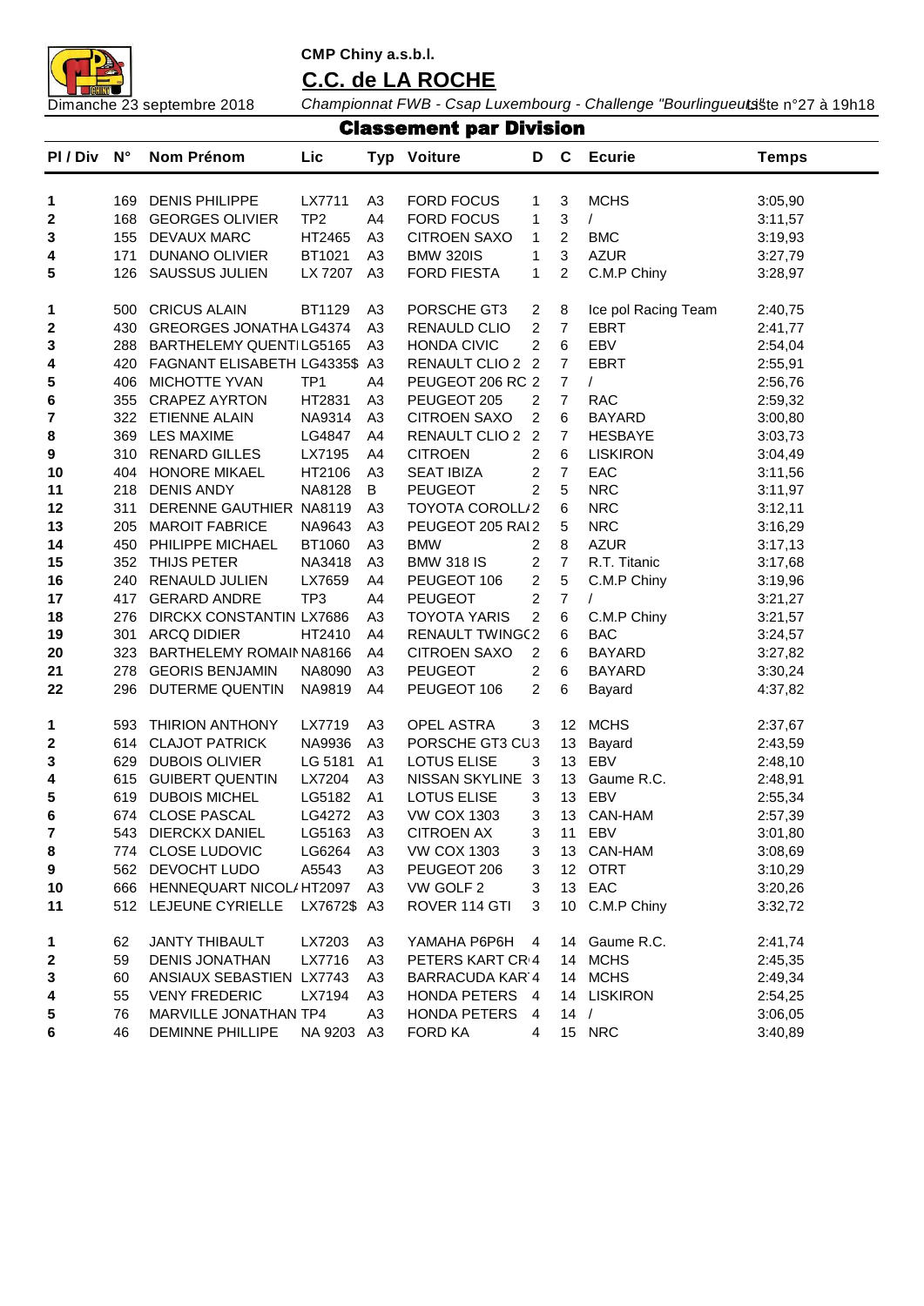**CMP Chiny a.s.b.l.**

## C.C. de LA ROCHE

Dimanche 23 septembre 2018 — *Championnat FWB - Csap Luxembourg - Challenge "Bourlingueurs"* Liste n°27 à 19h18

### Classement par Division

| Pl / Div | N° | Nom Prénom | Lic | Typ | Voiture | D | C | Ecurie | Temps |
|---|---|---|---|---|---|---|---|---|---|
| 1 | 169 | DENIS PHILIPPE | LX7711 | A3 | FORD FOCUS | 1 | 3 | MCHS | 3:05,90 |
| 2 | 168 | GEORGES OLIVIER | TP2 | A4 | FORD FOCUS | 1 | 3 | / | 3:11,57 |
| 3 | 155 | DEVAUX MARC | HT2465 | A3 | CITROEN SAXO | 1 | 2 | BMC | 3:19,93 |
| 4 | 171 | DUNANO OLIVIER | BT1021 | A3 | BMW 320IS | 1 | 3 | AZUR | 3:27,79 |
| 5 | 126 | SAUSSUS JULIEN | LX 7207 | A3 | FORD FIESTA | 1 | 2 | C.M.P Chiny | 3:28,97 |
| 1 | 500 | CRICUS ALAIN | BT1129 | A3 | PORSCHE GT3 | 2 | 8 | Ice pol Racing Team | 2:40,75 |
| 2 | 430 | GREORGES JONATHA | LG4374 | A3 | RENAULD CLIO | 2 | 7 | EBRT | 2:41,77 |
| 3 | 288 | BARTHELEMY QUENTI | LG5165 | A3 | HONDA CIVIC | 2 | 6 | EBV | 2:54,04 |
| 4 | 420 | FAGNANT ELISABETH | LG4335$ | A3 | RENAULT CLIO 2 | 2 | 7 | EBRT | 2:55,91 |
| 5 | 406 | MICHOTTE YVAN | TP1 | A4 | PEUGEOT 206 RC | 2 | 7 | / | 2:56,76 |
| 6 | 355 | CRAPEZ AYRTON | HT2831 | A3 | PEUGEOT 205 | 2 | 7 | RAC | 2:59,32 |
| 7 | 322 | ETIENNE ALAIN | NA9314 | A3 | CITROEN SAXO | 2 | 6 | BAYARD | 3:00,80 |
| 8 | 369 | LES MAXIME | LG4847 | A4 | RENAULT CLIO 2 | 2 | 7 | HESBAYE | 3:03,73 |
| 9 | 310 | RENARD GILLES | LX7195 | A4 | CITROEN | 2 | 6 | LISKIRON | 3:04,49 |
| 10 | 404 | HONORE MIKAEL | HT2106 | A3 | SEAT IBIZA | 2 | 7 | EAC | 3:11,56 |
| 11 | 218 | DENIS ANDY | NA8128 | B | PEUGEOT | 2 | 5 | NRC | 3:11,97 |
| 12 | 311 | DERENNE GAUTHIER | NA8119 | A3 | TOYOTA COROLL/ | 2 | 6 | NRC | 3:12,11 |
| 13 | 205 | MAROIT FABRICE | NA9643 | A3 | PEUGEOT 205 RAI | 2 | 5 | NRC | 3:16,29 |
| 14 | 450 | PHILIPPE MICHAEL | BT1060 | A3 | BMW | 2 | 8 | AZUR | 3:17,13 |
| 15 | 352 | THIJS PETER | NA3418 | A3 | BMW 318 IS | 2 | 7 | R.T. Titanic | 3:17,68 |
| 16 | 240 | RENAULD JULIEN | LX7659 | A4 | PEUGEOT 106 | 2 | 5 | C.M.P Chiny | 3:19,96 |
| 17 | 417 | GERARD ANDRE | TP3 | A4 | PEUGEOT | 2 | 7 | / | 3:21,27 |
| 18 | 276 | DIRCKX CONSTANTIN | LX7686 | A3 | TOYOTA YARIS | 2 | 6 | C.M.P Chiny | 3:21,57 |
| 19 | 301 | ARCQ DIDIER | HT2410 | A4 | RENAULT TWINGO | 2 | 6 | BAC | 3:24,57 |
| 20 | 323 | BARTHELEMY ROMAIN | NA8166 | A4 | CITROEN SAXO | 2 | 6 | BAYARD | 3:27,82 |
| 21 | 278 | GEORIS BENJAMIN | NA8090 | A3 | PEUGEOT | 2 | 6 | BAYARD | 3:30,24 |
| 22 | 296 | DUTERME QUENTIN | NA9819 | A4 | PEUGEOT 106 | 2 | 6 | Bayard | 4:37,82 |
| 1 | 593 | THIRION ANTHONY | LX7719 | A3 | OPEL ASTRA | 3 | 12 | MCHS | 2:37,67 |
| 2 | 614 | CLAJOT PATRICK | NA9936 | A3 | PORSCHE GT3 CU | 3 | 13 | Bayard | 2:43,59 |
| 3 | 629 | DUBOIS OLIVIER | LG 5181 | A1 | LOTUS ELISE | 3 | 13 | EBV | 2:48,10 |
| 4 | 615 | GUIBERT QUENTIN | LX7204 | A3 | NISSAN SKYLINE | 3 | 13 | Gaume R.C. | 2:48,91 |
| 5 | 619 | DUBOIS MICHEL | LG5182 | A1 | LOTUS ELISE | 3 | 13 | EBV | 2:55,34 |
| 6 | 674 | CLOSE PASCAL | LG4272 | A3 | VW COX 1303 | 3 | 13 | CAN-HAM | 2:57,39 |
| 7 | 543 | DIERCKX DANIEL | LG5163 | A3 | CITROEN AX | 3 | 11 | EBV | 3:01,80 |
| 8 | 774 | CLOSE LUDOVIC | LG6264 | A3 | VW COX 1303 | 3 | 13 | CAN-HAM | 3:08,69 |
| 9 | 562 | DEVOCHT LUDO | A5543 | A3 | PEUGEOT 206 | 3 | 12 | OTRT | 3:10,29 |
| 10 | 666 | HENNEQUART NICOL/ | HT2097 | A3 | VW GOLF 2 | 3 | 13 | EAC | 3:20,26 |
| 11 | 512 | LEJEUNE CYRIELLE | LX7672$ | A3 | ROVER 114 GTI | 3 | 10 | C.M.P Chiny | 3:32,72 |
| 1 | 62 | JANTY THIBAULT | LX7203 | A3 | YAMAHA P6P6H | 4 | 14 | Gaume R.C. | 2:41,74 |
| 2 | 59 | DENIS JONATHAN | LX7716 | A3 | PETERS KART CR | 4 | 14 | MCHS | 2:45,35 |
| 3 | 60 | ANSIAUX SEBASTIEN | LX7743 | A3 | BARRACUDA KAR | 4 | 14 | MCHS | 2:49,34 |
| 4 | 55 | VENY FREDERIC | LX7194 | A3 | HONDA PETERS | 4 | 14 | LISKIRON | 2:54,25 |
| 5 | 76 | MARVILLE JONATHAN | TP4 | A3 | HONDA PETERS | 4 | 14 | / | 3:06,05 |
| 6 | 46 | DEMINNE PHILLIPE | NA 9203 | A3 | FORD KA | 4 | 15 | NRC | 3:40,89 |